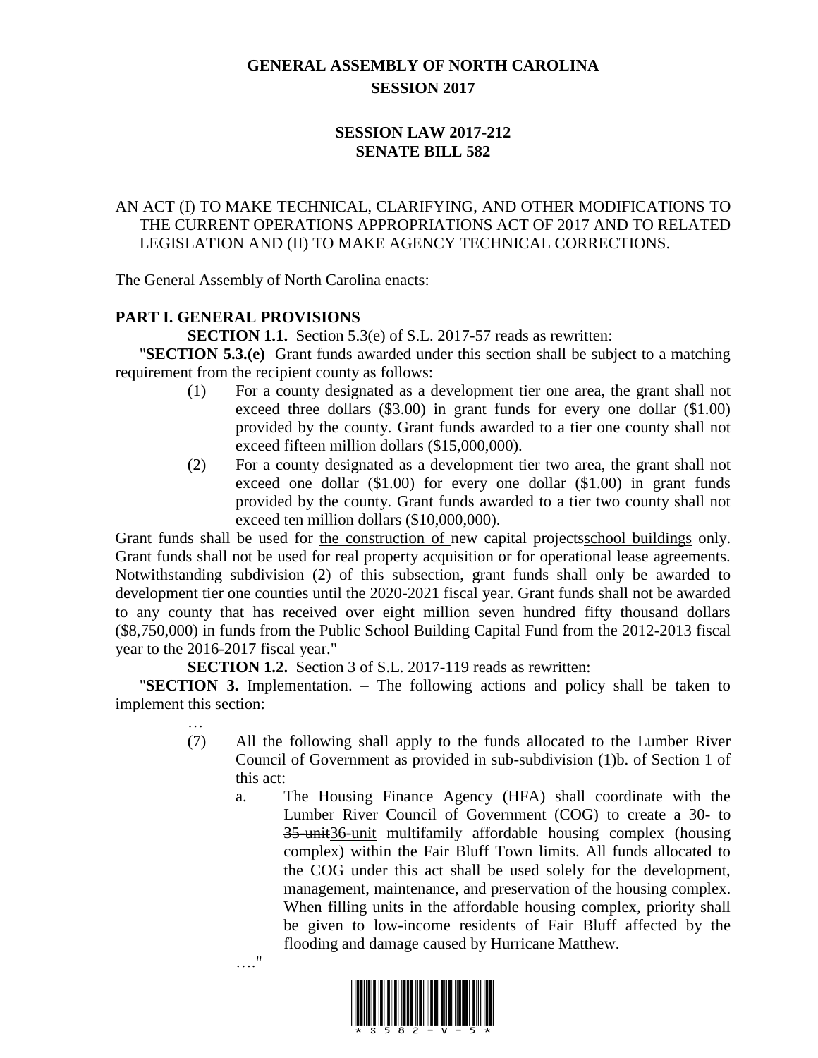# GENERAL ASSEMBLY OF NORTH CAROLINA
## SESSION 2017

## SESSION LAW 2017-212
## SENATE BILL 582

AN ACT (I) TO MAKE TECHNICAL, CLARIFYING, AND OTHER MODIFICATIONS TO THE CURRENT OPERATIONS APPROPRIATIONS ACT OF 2017 AND TO RELATED LEGISLATION AND (II) TO MAKE AGENCY TECHNICAL CORRECTIONS.

The General Assembly of North Carolina enacts:

**PART I. GENERAL PROVISIONS**

**SECTION 1.1.** Section 5.3(e) of S.L. 2017-57 reads as rewritten:

"**SECTION 5.3.(e)** Grant funds awarded under this section shall be subject to a matching requirement from the recipient county as follows:

(1) For a county designated as a development tier one area, the grant shall not exceed three dollars ($3.00) in grant funds for every one dollar ($1.00) provided by the county. Grant funds awarded to a tier one county shall not exceed fifteen million dollars ($15,000,000).

(2) For a county designated as a development tier two area, the grant shall not exceed one dollar ($1.00) for every one dollar ($1.00) in grant funds provided by the county. Grant funds awarded to a tier two county shall not exceed ten million dollars ($10,000,000).

Grant funds shall be used for <u>the construction of</u> new ~~capital projects~~<u>school buildings</u> only. Grant funds shall not be used for real property acquisition or for operational lease agreements. Notwithstanding subdivision (2) of this subsection, grant funds shall only be awarded to development tier one counties until the 2020-2021 fiscal year. Grant funds shall not be awarded to any county that has received over eight million seven hundred fifty thousand dollars ($8,750,000) in funds from the Public School Building Capital Fund from the 2012-2013 fiscal year to the 2016-2017 fiscal year."

**SECTION 1.2.** Section 3 of S.L. 2017-119 reads as rewritten:

"**SECTION 3.** Implementation. – The following actions and policy shall be taken to implement this section:

…

(7) All the following shall apply to the funds allocated to the Lumber River Council of Government as provided in sub-subdivision (1)b. of Section 1 of this act:

a. The Housing Finance Agency (HFA) shall coordinate with the Lumber River Council of Government (COG) to create a 30- to ~~35-unit~~<u>36-unit</u> multifamily affordable housing complex (housing complex) within the Fair Bluff Town limits. All funds allocated to the COG under this act shall be used solely for the development, management, maintenance, and preservation of the housing complex. When filling units in the affordable housing complex, priority shall be given to low-income residents of Fair Bluff affected by the flooding and damage caused by Hurricane Matthew.

…."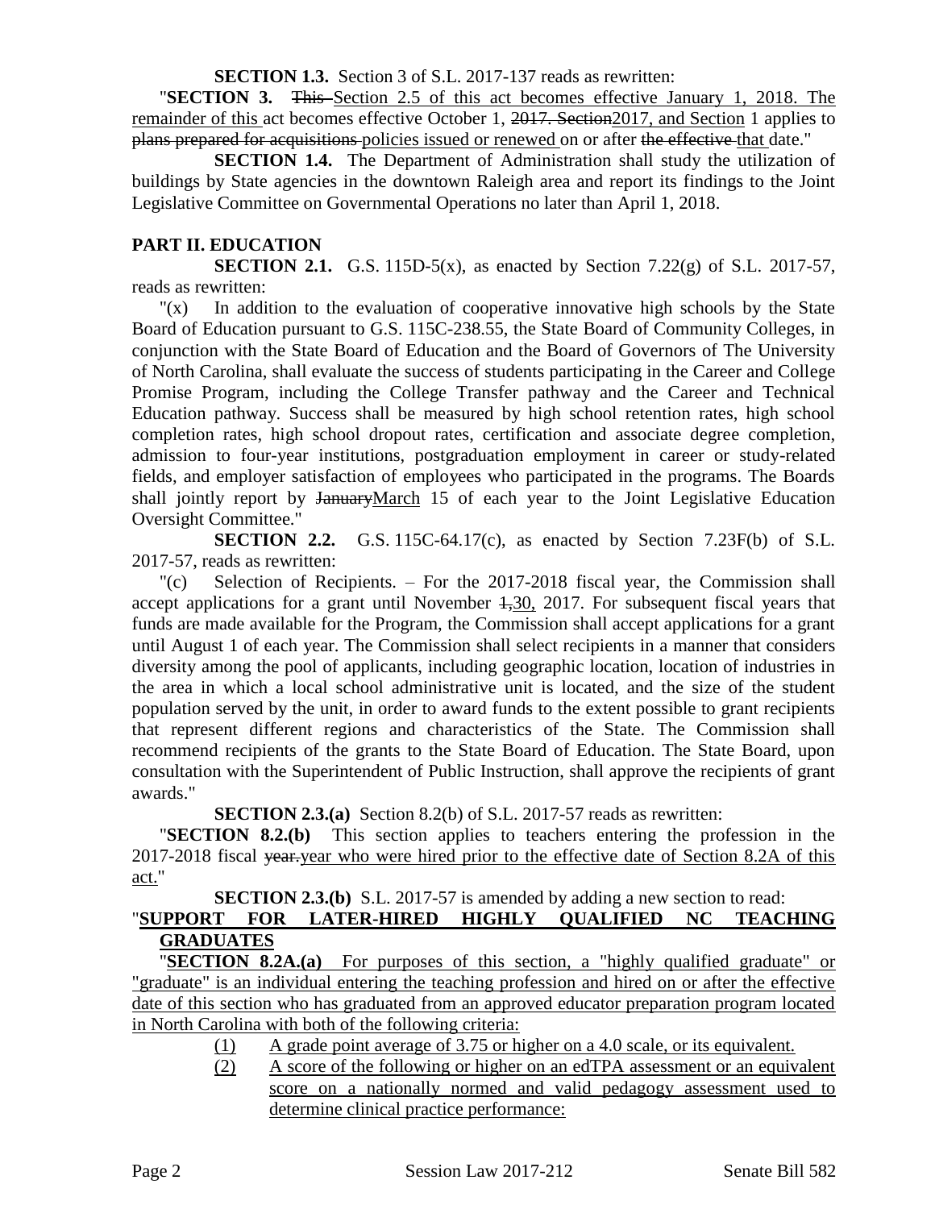**SECTION 1.3.** Section 3 of S.L. 2017-137 reads as rewritten:

"**SECTION 3.** ~~This~~ <u>Section 2.5 of this act becomes effective January 1, 2018. The remainder of this</u> act becomes effective October 1, ~~2017. Section~~<u>2017, and Section</u> 1 applies to ~~plans prepared for acquisitions~~ <u>policies issued or renewed</u> on or after ~~the effective~~ <u>that</u> date."

**SECTION 1.4.** The Department of Administration shall study the utilization of buildings by State agencies in the downtown Raleigh area and report its findings to the Joint Legislative Committee on Governmental Operations no later than April 1, 2018.

## PART II. EDUCATION

**SECTION 2.1.** G.S. 115D-5(x), as enacted by Section 7.22(g) of S.L. 2017-57, reads as rewritten:

"(x) In addition to the evaluation of cooperative innovative high schools by the State Board of Education pursuant to G.S. 115C-238.55, the State Board of Community Colleges, in conjunction with the State Board of Education and the Board of Governors of The University of North Carolina, shall evaluate the success of students participating in the Career and College Promise Program, including the College Transfer pathway and the Career and Technical Education pathway. Success shall be measured by high school retention rates, high school completion rates, high school dropout rates, certification and associate degree completion, admission to four-year institutions, postgraduation employment in career or study-related fields, and employer satisfaction of employees who participated in the programs. The Boards shall jointly report by ~~January~~<u>March</u> 15 of each year to the Joint Legislative Education Oversight Committee."

**SECTION 2.2.** G.S. 115C-64.17(c), as enacted by Section 7.23F(b) of S.L. 2017-57, reads as rewritten:

"(c) Selection of Recipients. – For the 2017-2018 fiscal year, the Commission shall accept applications for a grant until November ~~1,~~<u>30,</u> 2017. For subsequent fiscal years that funds are made available for the Program, the Commission shall accept applications for a grant until August 1 of each year. The Commission shall select recipients in a manner that considers diversity among the pool of applicants, including geographic location, location of industries in the area in which a local school administrative unit is located, and the size of the student population served by the unit, in order to award funds to the extent possible to grant recipients that represent different regions and characteristics of the State. The Commission shall recommend recipients of the grants to the State Board of Education. The State Board, upon consultation with the Superintendent of Public Instruction, shall approve the recipients of grant awards."

**SECTION 2.3.(a)** Section 8.2(b) of S.L. 2017-57 reads as rewritten:

"**SECTION 8.2.(b)** This section applies to teachers entering the profession in the 2017-2018 fiscal ~~year.~~<u>year who were hired prior to the effective date of Section 8.2A of this act.</u>"

**SECTION 2.3.(b)** S.L. 2017-57 is amended by adding a new section to read:

"<u>**SUPPORT FOR LATER-HIRED HIGHLY QUALIFIED NC TEACHING GRADUATES**</u>

"<u>**SECTION 8.2A.(a)** For purposes of this section, a "highly qualified graduate" or "graduate" is an individual entering the teaching profession and hired on or after the effective date of this section who has graduated from an approved educator preparation program located in North Carolina with both of the following criteria:</u>

<u>(1) A grade point average of 3.75 or higher on a 4.0 scale, or its equivalent.</u>

<u>(2) A score of the following or higher on an edTPA assessment or an equivalent score on a nationally normed and valid pedagogy assessment used to determine clinical practice performance:</u>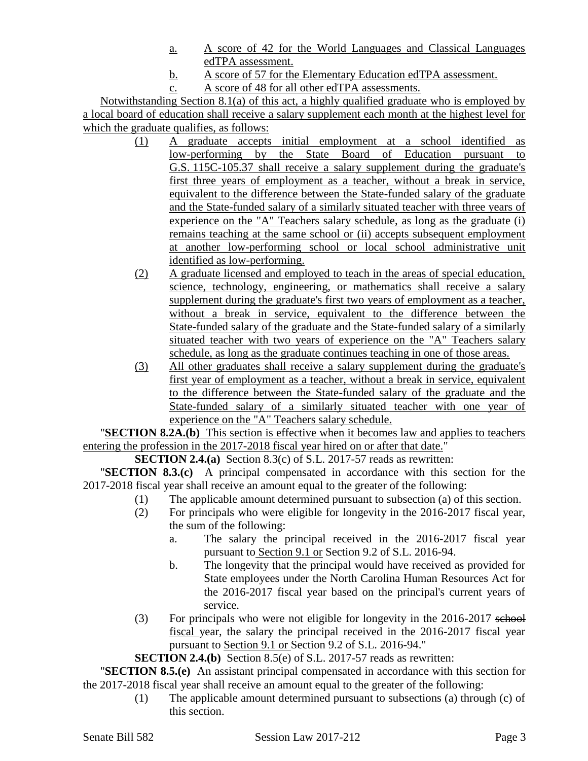a. A score of 42 for the World Languages and Classical Languages edTPA assessment.
b. A score of 57 for the Elementary Education edTPA assessment.
c. A score of 48 for all other edTPA assessments.

Notwithstanding Section 8.1(a) of this act, a highly qualified graduate who is employed by a local board of education shall receive a salary supplement each month at the highest level for which the graduate qualifies, as follows:

(1) A graduate accepts initial employment at a school identified as low-performing by the State Board of Education pursuant to G.S. 115C-105.37 shall receive a salary supplement during the graduate's first three years of employment as a teacher, without a break in service, equivalent to the difference between the State-funded salary of the graduate and the State-funded salary of a similarly situated teacher with three years of experience on the "A" Teachers salary schedule, as long as the graduate (i) remains teaching at the same school or (ii) accepts subsequent employment at another low-performing school or local school administrative unit identified as low-performing.

(2) A graduate licensed and employed to teach in the areas of special education, science, technology, engineering, or mathematics shall receive a salary supplement during the graduate's first two years of employment as a teacher, without a break in service, equivalent to the difference between the State-funded salary of the graduate and the State-funded salary of a similarly situated teacher with two years of experience on the "A" Teachers salary schedule, as long as the graduate continues teaching in one of those areas.

(3) All other graduates shall receive a salary supplement during the graduate's first year of employment as a teacher, without a break in service, equivalent to the difference between the State-funded salary of the graduate and the State-funded salary of a similarly situated teacher with one year of experience on the "A" Teachers salary schedule.

"**SECTION 8.2A.(b)** This section is effective when it becomes law and applies to teachers entering the profession in the 2017-2018 fiscal year hired on or after that date."

**SECTION 2.4.(a)** Section 8.3(c) of S.L. 2017-57 reads as rewritten:

"**SECTION 8.3.(c)** A principal compensated in accordance with this section for the 2017-2018 fiscal year shall receive an amount equal to the greater of the following:

(1) The applicable amount determined pursuant to subsection (a) of this section.
(2) For principals who were eligible for longevity in the 2016-2017 fiscal year, the sum of the following:
   a. The salary the principal received in the 2016-2017 fiscal year pursuant to Section 9.1 or Section 9.2 of S.L. 2016-94.
   b. The longevity that the principal would have received as provided for State employees under the North Carolina Human Resources Act for the 2016-2017 fiscal year based on the principal's current years of service.
(3) For principals who were not eligible for longevity in the 2016-2017 ~~school~~ fiscal year, the salary the principal received in the 2016-2017 fiscal year pursuant to Section 9.1 or Section 9.2 of S.L. 2016-94."

**SECTION 2.4.(b)** Section 8.5(e) of S.L. 2017-57 reads as rewritten:

"**SECTION 8.5.(e)** An assistant principal compensated in accordance with this section for the 2017-2018 fiscal year shall receive an amount equal to the greater of the following:

(1) The applicable amount determined pursuant to subsections (a) through (c) of this section.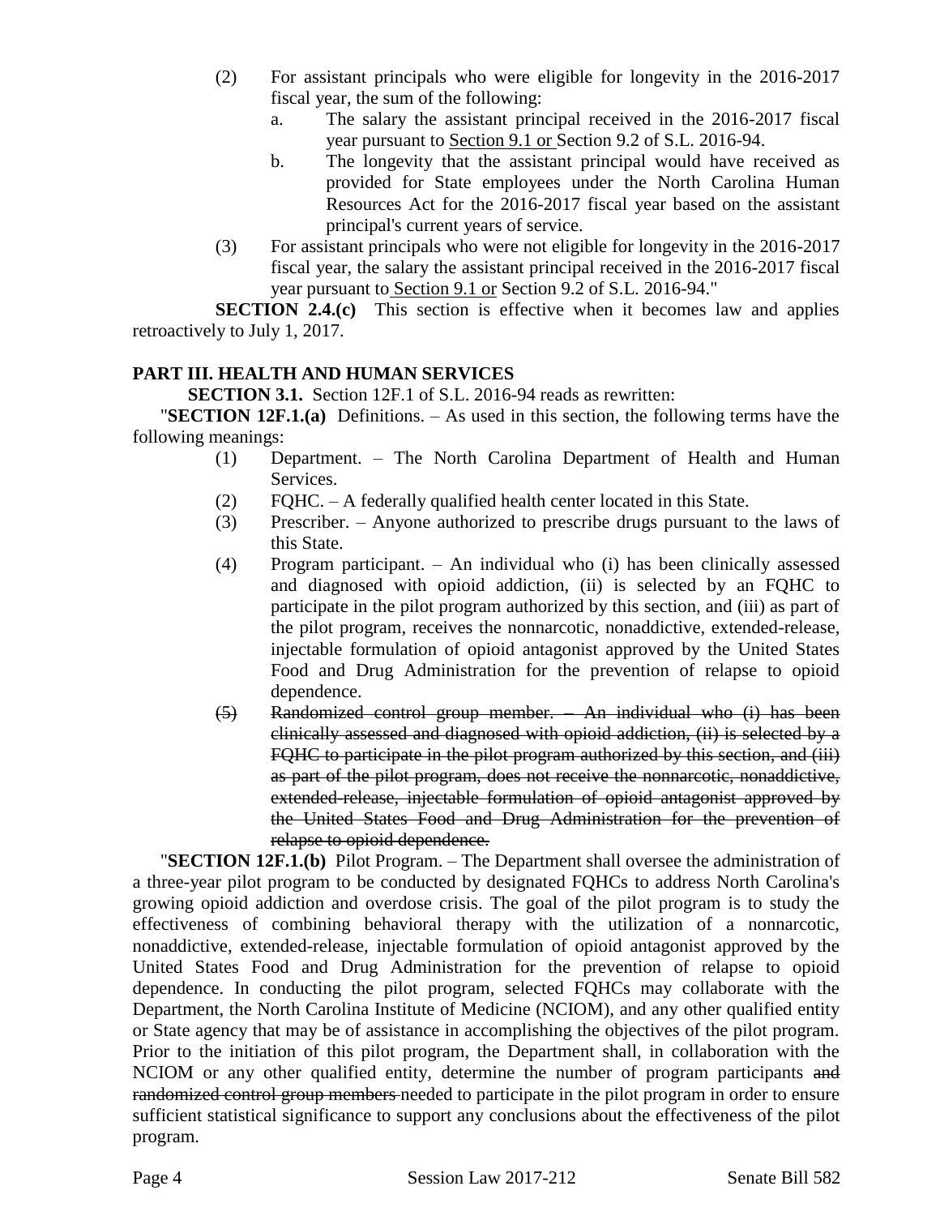(2) For assistant principals who were eligible for longevity in the 2016-2017 fiscal year, the sum of the following:

   a. The salary the assistant principal received in the 2016-2017 fiscal year pursuant to <u>Section 9.1 or</u> Section 9.2 of S.L. 2016-94.

   b. The longevity that the assistant principal would have received as provided for State employees under the North Carolina Human Resources Act for the 2016-2017 fiscal year based on the assistant principal's current years of service.

(3) For assistant principals who were not eligible for longevity in the 2016-2017 fiscal year, the salary the assistant principal received in the 2016-2017 fiscal year pursuant to <u>Section 9.1 or</u> Section 9.2 of S.L. 2016-94."

**SECTION 2.4.(c)** This section is effective when it becomes law and applies retroactively to July 1, 2017.

**PART III. HEALTH AND HUMAN SERVICES**

**SECTION 3.1.** Section 12F.1 of S.L. 2016-94 reads as rewritten:

"**SECTION 12F.1.(a)** Definitions. – As used in this section, the following terms have the following meanings:

(1) Department. – The North Carolina Department of Health and Human Services.

(2) FQHC. – A federally qualified health center located in this State.

(3) Prescriber. – Anyone authorized to prescribe drugs pursuant to the laws of this State.

(4) Program participant. – An individual who (i) has been clinically assessed and diagnosed with opioid addiction, (ii) is selected by an FQHC to participate in the pilot program authorized by this section, and (iii) as part of the pilot program, receives the nonnarcotic, nonaddictive, extended-release, injectable formulation of opioid antagonist approved by the United States Food and Drug Administration for the prevention of relapse to opioid dependence.

~~(5) Randomized control group member. – An individual who (i) has been clinically assessed and diagnosed with opioid addiction, (ii) is selected by a FQHC to participate in the pilot program authorized by this section, and (iii) as part of the pilot program, does not receive the nonnarcotic, nonaddictive, extended-release, injectable formulation of opioid antagonist approved by the United States Food and Drug Administration for the prevention of relapse to opioid dependence.~~

"**SECTION 12F.1.(b)** Pilot Program. – The Department shall oversee the administration of a three-year pilot program to be conducted by designated FQHCs to address North Carolina's growing opioid addiction and overdose crisis. The goal of the pilot program is to study the effectiveness of combining behavioral therapy with the utilization of a nonnarcotic, nonaddictive, extended-release, injectable formulation of opioid antagonist approved by the United States Food and Drug Administration for the prevention of relapse to opioid dependence. In conducting the pilot program, selected FQHCs may collaborate with the Department, the North Carolina Institute of Medicine (NCIOM), and any other qualified entity or State agency that may be of assistance in accomplishing the objectives of the pilot program. Prior to the initiation of this pilot program, the Department shall, in collaboration with the NCIOM or any other qualified entity, determine the number of program participants ~~and randomized control group members~~ needed to participate in the pilot program in order to ensure sufficient statistical significance to support any conclusions about the effectiveness of the pilot program.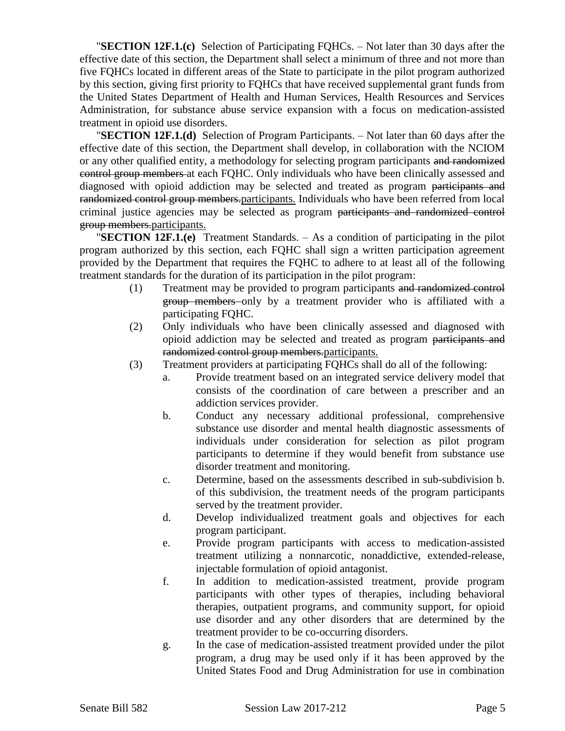"**SECTION 12F.1.(c)** Selection of Participating FQHCs. – Not later than 30 days after the effective date of this section, the Department shall select a minimum of three and not more than five FQHCs located in different areas of the State to participate in the pilot program authorized by this section, giving first priority to FQHCs that have received supplemental grant funds from the United States Department of Health and Human Services, Health Resources and Services Administration, for substance abuse service expansion with a focus on medication-assisted treatment in opioid use disorders.

"**SECTION 12F.1.(d)** Selection of Program Participants. – Not later than 60 days after the effective date of this section, the Department shall develop, in collaboration with the NCIOM or any other qualified entity, a methodology for selecting program participants ~~and randomized control group members~~ at each FQHC. Only individuals who have been clinically assessed and diagnosed with opioid addiction may be selected and treated as program ~~participants and randomized control group members.~~participants. Individuals who have been referred from local criminal justice agencies may be selected as program ~~participants and randomized control group members.~~participants.

"**SECTION 12F.1.(e)** Treatment Standards. – As a condition of participating in the pilot program authorized by this section, each FQHC shall sign a written participation agreement provided by the Department that requires the FQHC to adhere to at least all of the following treatment standards for the duration of its participation in the pilot program:

(1) Treatment may be provided to program participants ~~and randomized control group members~~ only by a treatment provider who is affiliated with a participating FQHC.

(2) Only individuals who have been clinically assessed and diagnosed with opioid addiction may be selected and treated as program ~~participants and randomized control group members.~~participants.

(3) Treatment providers at participating FQHCs shall do all of the following:

  a. Provide treatment based on an integrated service delivery model that consists of the coordination of care between a prescriber and an addiction services provider.

  b. Conduct any necessary additional professional, comprehensive substance use disorder and mental health diagnostic assessments of individuals under consideration for selection as pilot program participants to determine if they would benefit from substance use disorder treatment and monitoring.

  c. Determine, based on the assessments described in sub-subdivision b. of this subdivision, the treatment needs of the program participants served by the treatment provider.

  d. Develop individualized treatment goals and objectives for each program participant.

  e. Provide program participants with access to medication-assisted treatment utilizing a nonnarcotic, nonaddictive, extended-release, injectable formulation of opioid antagonist.

  f. In addition to medication-assisted treatment, provide program participants with other types of therapies, including behavioral therapies, outpatient programs, and community support, for opioid use disorder and any other disorders that are determined by the treatment provider to be co-occurring disorders.

  g. In the case of medication-assisted treatment provided under the pilot program, a drug may be used only if it has been approved by the United States Food and Drug Administration for use in combination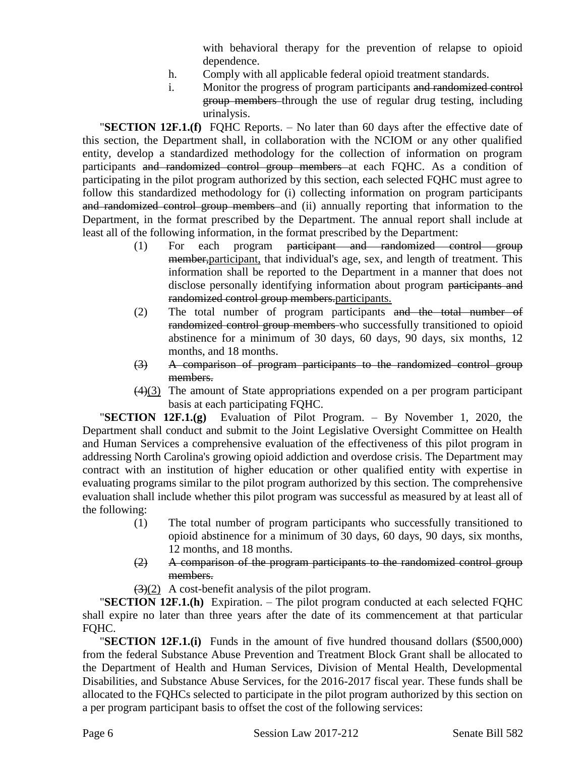with behavioral therapy for the prevention of relapse to opioid dependence.

h. Comply with all applicable federal opioid treatment standards.

i. Monitor the progress of program participants ~~and randomized control group members~~ through the use of regular drug testing, including urinalysis.

"**SECTION 12F.1.(f)** FQHC Reports. – No later than 60 days after the effective date of this section, the Department shall, in collaboration with the NCIOM or any other qualified entity, develop a standardized methodology for the collection of information on program participants ~~and randomized control group members~~ at each FQHC. As a condition of participating in the pilot program authorized by this section, each selected FQHC must agree to follow this standardized methodology for (i) collecting information on program participants ~~and randomized control group members~~ and (ii) annually reporting that information to the Department, in the format prescribed by the Department. The annual report shall include at least all of the following information, in the format prescribed by the Department:

(1) For each program ~~participant and randomized control group member,~~participant, that individual's age, sex, and length of treatment. This information shall be reported to the Department in a manner that does not disclose personally identifying information about program ~~participants and randomized control group members.~~participants.

(2) The total number of program participants ~~and the total number of randomized control group members~~ who successfully transitioned to opioid abstinence for a minimum of 30 days, 60 days, 90 days, six months, 12 months, and 18 months.

~~(3) A comparison of program participants to the randomized control group members.~~

~~(4)~~(3) The amount of State appropriations expended on a per program participant basis at each participating FQHC.

"**SECTION 12F.1.(g)** Evaluation of Pilot Program. – By November 1, 2020, the Department shall conduct and submit to the Joint Legislative Oversight Committee on Health and Human Services a comprehensive evaluation of the effectiveness of this pilot program in addressing North Carolina's growing opioid addiction and overdose crisis. The Department may contract with an institution of higher education or other qualified entity with expertise in evaluating programs similar to the pilot program authorized by this section. The comprehensive evaluation shall include whether this pilot program was successful as measured by at least all of the following:

(1) The total number of program participants who successfully transitioned to opioid abstinence for a minimum of 30 days, 60 days, 90 days, six months, 12 months, and 18 months.

~~(2) A comparison of the program participants to the randomized control group members.~~

~~(3)~~(2) A cost-benefit analysis of the pilot program.

"**SECTION 12F.1.(h)** Expiration. – The pilot program conducted at each selected FQHC shall expire no later than three years after the date of its commencement at that particular FQHC.

"**SECTION 12F.1.(i)** Funds in the amount of five hundred thousand dollars ($500,000) from the federal Substance Abuse Prevention and Treatment Block Grant shall be allocated to the Department of Health and Human Services, Division of Mental Health, Developmental Disabilities, and Substance Abuse Services, for the 2016-2017 fiscal year. These funds shall be allocated to the FQHCs selected to participate in the pilot program authorized by this section on a per program participant basis to offset the cost of the following services: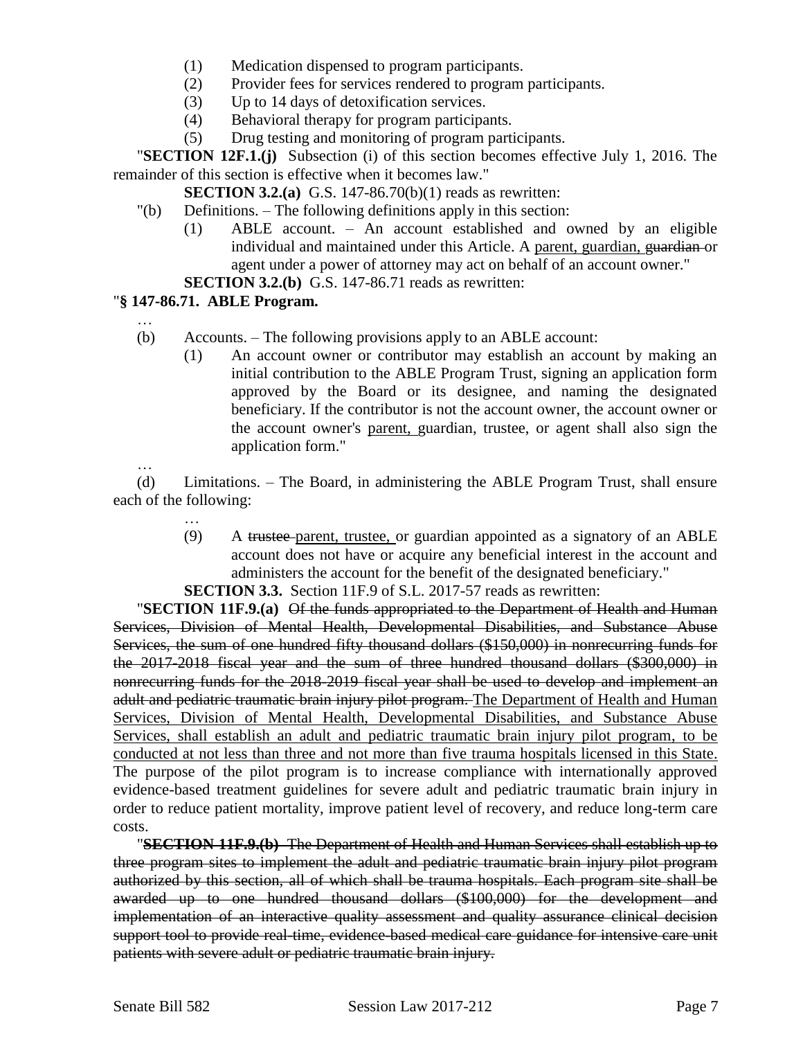(1) Medication dispensed to program participants.
(2) Provider fees for services rendered to program participants.
(3) Up to 14 days of detoxification services.
(4) Behavioral therapy for program participants.
(5) Drug testing and monitoring of program participants.

"**SECTION 12F.1.(j)** Subsection (i) of this section becomes effective July 1, 2016. The remainder of this section is effective when it becomes law."

**SECTION 3.2.(a)** G.S. 147-86.70(b)(1) reads as rewritten:

"(b) Definitions. – The following definitions apply in this section:

(1) ABLE account. – An account established and owned by an eligible individual and maintained under this Article. A parent, guardian, ~~guardian~~ or agent under a power of attorney may act on behalf of an account owner."

**SECTION 3.2.(b)** G.S. 147-86.71 reads as rewritten:

"**§ 147-86.71. ABLE Program.**

…

(b) Accounts. – The following provisions apply to an ABLE account:

(1) An account owner or contributor may establish an account by making an initial contribution to the ABLE Program Trust, signing an application form approved by the Board or its designee, and naming the designated beneficiary. If the contributor is not the account owner, the account owner or the account owner's parent, guardian, trustee, or agent shall also sign the application form."

…

(d) Limitations. – The Board, in administering the ABLE Program Trust, shall ensure each of the following:

…

(9) A ~~trustee~~ parent, trustee, or guardian appointed as a signatory of an ABLE account does not have or acquire any beneficial interest in the account and administers the account for the benefit of the designated beneficiary."

**SECTION 3.3.** Section 11F.9 of S.L. 2017-57 reads as rewritten:

"**SECTION 11F.9.(a)** ~~Of the funds appropriated to the Department of Health and Human Services, Division of Mental Health, Developmental Disabilities, and Substance Abuse Services, the sum of one hundred fifty thousand dollars ($150,000) in nonrecurring funds for the 2017-2018 fiscal year and the sum of three hundred thousand dollars ($300,000) in nonrecurring funds for the 2018-2019 fiscal year shall be used to develop and implement an adult and pediatric traumatic brain injury pilot program.~~ The Department of Health and Human Services, Division of Mental Health, Developmental Disabilities, and Substance Abuse Services, shall establish an adult and pediatric traumatic brain injury pilot program, to be conducted at not less than three and not more than five trauma hospitals licensed in this State. The purpose of the pilot program is to increase compliance with internationally approved evidence-based treatment guidelines for severe adult and pediatric traumatic brain injury in order to reduce patient mortality, improve patient level of recovery, and reduce long-term care costs.

"~~**SECTION 11F.9.(b)** The Department of Health and Human Services shall establish up to three program sites to implement the adult and pediatric traumatic brain injury pilot program authorized by this section, all of which shall be trauma hospitals. Each program site shall be awarded up to one hundred thousand dollars ($100,000) for the development and implementation of an interactive quality assessment and quality assurance clinical decision support tool to provide real-time, evidence-based medical care guidance for intensive care unit patients with severe adult or pediatric traumatic brain injury.~~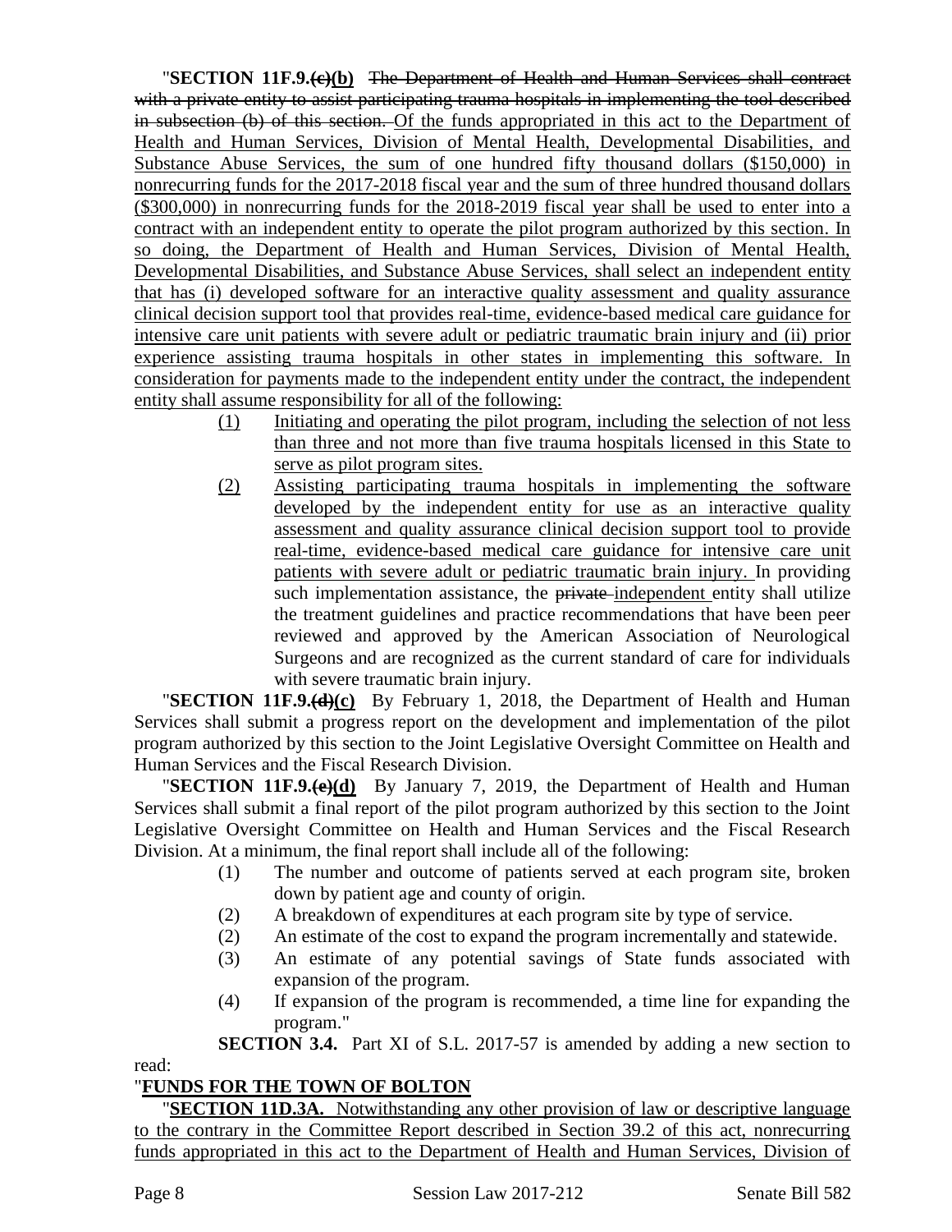"**SECTION 11F.9.~~(c)~~(b)** ~~The Department of Health and Human Services shall contract with a private entity to assist participating trauma hospitals in implementing the tool described in subsection (b) of this section.~~ Of the funds appropriated in this act to the Department of Health and Human Services, Division of Mental Health, Developmental Disabilities, and Substance Abuse Services, the sum of one hundred fifty thousand dollars ($150,000) in nonrecurring funds for the 2017-2018 fiscal year and the sum of three hundred thousand dollars ($300,000) in nonrecurring funds for the 2018-2019 fiscal year shall be used to enter into a contract with an independent entity to operate the pilot program authorized by this section. In so doing, the Department of Health and Human Services, Division of Mental Health, Developmental Disabilities, and Substance Abuse Services, shall select an independent entity that has (i) developed software for an interactive quality assessment and quality assurance clinical decision support tool that provides real-time, evidence-based medical care guidance for intensive care unit patients with severe adult or pediatric traumatic brain injury and (ii) prior experience assisting trauma hospitals in other states in implementing this software. In consideration for payments made to the independent entity under the contract, the independent entity shall assume responsibility for all of the following:

(1) Initiating and operating the pilot program, including the selection of not less than three and not more than five trauma hospitals licensed in this State to serve as pilot program sites.

(2) Assisting participating trauma hospitals in implementing the software developed by the independent entity for use as an interactive quality assessment and quality assurance clinical decision support tool to provide real-time, evidence-based medical care guidance for intensive care unit patients with severe adult or pediatric traumatic brain injury. In providing such implementation assistance, the ~~private~~ independent entity shall utilize the treatment guidelines and practice recommendations that have been peer reviewed and approved by the American Association of Neurological Surgeons and are recognized as the current standard of care for individuals with severe traumatic brain injury.

"**SECTION 11F.9.~~(d)~~(c)** By February 1, 2018, the Department of Health and Human Services shall submit a progress report on the development and implementation of the pilot program authorized by this section to the Joint Legislative Oversight Committee on Health and Human Services and the Fiscal Research Division.

"**SECTION 11F.9.~~(e)~~(d)** By January 7, 2019, the Department of Health and Human Services shall submit a final report of the pilot program authorized by this section to the Joint Legislative Oversight Committee on Health and Human Services and the Fiscal Research Division. At a minimum, the final report shall include all of the following:

(1) The number and outcome of patients served at each program site, broken down by patient age and county of origin.

(2) A breakdown of expenditures at each program site by type of service.

(2) An estimate of the cost to expand the program incrementally and statewide.

(3) An estimate of any potential savings of State funds associated with expansion of the program.

(4) If expansion of the program is recommended, a time line for expanding the program."

**SECTION 3.4.** Part XI of S.L. 2017-57 is amended by adding a new section to read:

"**FUNDS FOR THE TOWN OF BOLTON**

"**SECTION 11D.3A.** Notwithstanding any other provision of law or descriptive language to the contrary in the Committee Report described in Section 39.2 of this act, nonrecurring funds appropriated in this act to the Department of Health and Human Services, Division of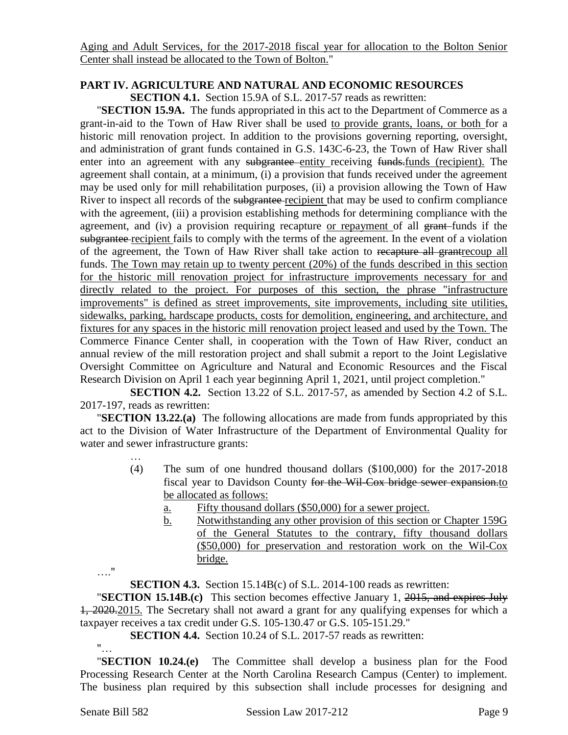Aging and Adult Services, for the 2017-2018 fiscal year for allocation to the Bolton Senior Center shall instead be allocated to the Town of Bolton."

**PART IV. AGRICULTURE AND NATURAL AND ECONOMIC RESOURCES**

**SECTION 4.1.** Section 15.9A of S.L. 2017-57 reads as rewritten:

"**SECTION 15.9A.** The funds appropriated in this act to the Department of Commerce as a grant-in-aid to the Town of Haw River shall be used to provide grants, loans, or both for a historic mill renovation project. In addition to the provisions governing reporting, oversight, and administration of grant funds contained in G.S. 143C-6-23, the Town of Haw River shall enter into an agreement with any ~~subgrantee~~ entity receiving ~~funds.~~funds (recipient). The agreement shall contain, at a minimum, (i) a provision that funds received under the agreement may be used only for mill rehabilitation purposes, (ii) a provision allowing the Town of Haw River to inspect all records of the ~~subgrantee~~ recipient that may be used to confirm compliance with the agreement, (iii) a provision establishing methods for determining compliance with the agreement, and (iv) a provision requiring recapture or repayment of all ~~grant~~ funds if the ~~subgrantee~~ recipient fails to comply with the terms of the agreement. In the event of a violation of the agreement, the Town of Haw River shall take action to ~~recapture all grant~~recoup all funds. The Town may retain up to twenty percent (20%) of the funds described in this section for the historic mill renovation project for infrastructure improvements necessary for and directly related to the project. For purposes of this section, the phrase "infrastructure improvements" is defined as street improvements, site improvements, including site utilities, sidewalks, parking, hardscape products, costs for demolition, engineering, and architecture, and fixtures for any spaces in the historic mill renovation project leased and used by the Town. The Commerce Finance Center shall, in cooperation with the Town of Haw River, conduct an annual review of the mill restoration project and shall submit a report to the Joint Legislative Oversight Committee on Agriculture and Natural and Economic Resources and the Fiscal Research Division on April 1 each year beginning April 1, 2021, until project completion."

**SECTION 4.2.** Section 13.22 of S.L. 2017-57, as amended by Section 4.2 of S.L. 2017-197, reads as rewritten:

"**SECTION 13.22.(a)** The following allocations are made from funds appropriated by this act to the Division of Water Infrastructure of the Department of Environmental Quality for water and sewer infrastructure grants:

…

(4) The sum of one hundred thousand dollars ($100,000) for the 2017-2018 fiscal year to Davidson County ~~for the Wil-Cox bridge sewer expansion.~~to be allocated as follows:

a. Fifty thousand dollars ($50,000) for a sewer project.

b. Notwithstanding any other provision of this section or Chapter 159G of the General Statutes to the contrary, fifty thousand dollars ($50,000) for preservation and restoration work on the Wil-Cox bridge.

…."

**SECTION 4.3.** Section 15.14B(c) of S.L. 2014-100 reads as rewritten:

"**SECTION 15.14B.(c)** This section becomes effective January 1, ~~2015, and expires July 1, 2020.~~2015. The Secretary shall not award a grant for any qualifying expenses for which a taxpayer receives a tax credit under G.S. 105-130.47 or G.S. 105-151.29."

**SECTION 4.4.** Section 10.24 of S.L. 2017-57 reads as rewritten:

"…

"**SECTION 10.24.(e)** The Committee shall develop a business plan for the Food Processing Research Center at the North Carolina Research Campus (Center) to implement. The business plan required by this subsection shall include processes for designing and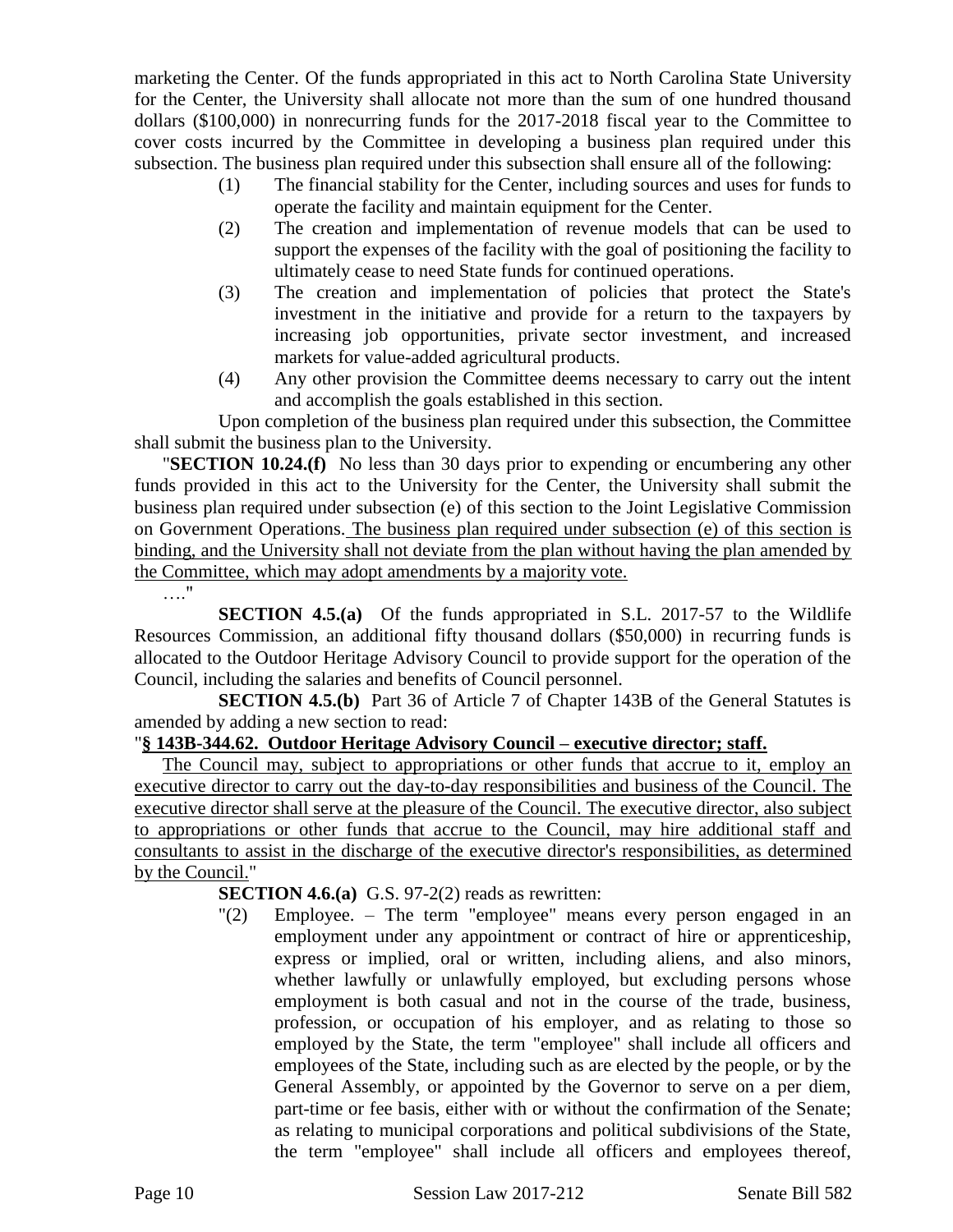marketing the Center. Of the funds appropriated in this act to North Carolina State University for the Center, the University shall allocate not more than the sum of one hundred thousand dollars ($100,000) in nonrecurring funds for the 2017-2018 fiscal year to the Committee to cover costs incurred by the Committee in developing a business plan required under this subsection. The business plan required under this subsection shall ensure all of the following:

- (1) The financial stability for the Center, including sources and uses for funds to operate the facility and maintain equipment for the Center.
- (2) The creation and implementation of revenue models that can be used to support the expenses of the facility with the goal of positioning the facility to ultimately cease to need State funds for continued operations.
- (3) The creation and implementation of policies that protect the State's investment in the initiative and provide for a return to the taxpayers by increasing job opportunities, private sector investment, and increased markets for value-added agricultural products.
- (4) Any other provision the Committee deems necessary to carry out the intent and accomplish the goals established in this section.

Upon completion of the business plan required under this subsection, the Committee shall submit the business plan to the University.

"**SECTION 10.24.(f)** No less than 30 days prior to expending or encumbering any other funds provided in this act to the University for the Center, the University shall submit the business plan required under subsection (e) of this section to the Joint Legislative Commission on Government Operations. <u>The business plan required under subsection (e) of this section is binding, and the University shall not deviate from the plan without having the plan amended by the Committee, which may adopt amendments by a majority vote.</u>

…."

**SECTION 4.5.(a)** Of the funds appropriated in S.L. 2017-57 to the Wildlife Resources Commission, an additional fifty thousand dollars ($50,000) in recurring funds is allocated to the Outdoor Heritage Advisory Council to provide support for the operation of the Council, including the salaries and benefits of Council personnel.

**SECTION 4.5.(b)** Part 36 of Article 7 of Chapter 143B of the General Statutes is amended by adding a new section to read:

"**<u>§ 143B-344.62. Outdoor Heritage Advisory Council – executive director; staff.</u>**

<u>The Council may, subject to appropriations or other funds that accrue to it, employ an executive director to carry out the day-to-day responsibilities and business of the Council. The executive director shall serve at the pleasure of the Council. The executive director, also subject to appropriations or other funds that accrue to the Council, may hire additional staff and consultants to assist in the discharge of the executive director's responsibilities, as determined by the Council.</u>"

**SECTION 4.6.(a)** G.S. 97-2(2) reads as rewritten:

"(2) Employee. – The term "employee" means every person engaged in an employment under any appointment or contract of hire or apprenticeship, express or implied, oral or written, including aliens, and also minors, whether lawfully or unlawfully employed, but excluding persons whose employment is both casual and not in the course of the trade, business, profession, or occupation of his employer, and as relating to those so employed by the State, the term "employee" shall include all officers and employees of the State, including such as are elected by the people, or by the General Assembly, or appointed by the Governor to serve on a per diem, part-time or fee basis, either with or without the confirmation of the Senate; as relating to municipal corporations and political subdivisions of the State, the term "employee" shall include all officers and employees thereof,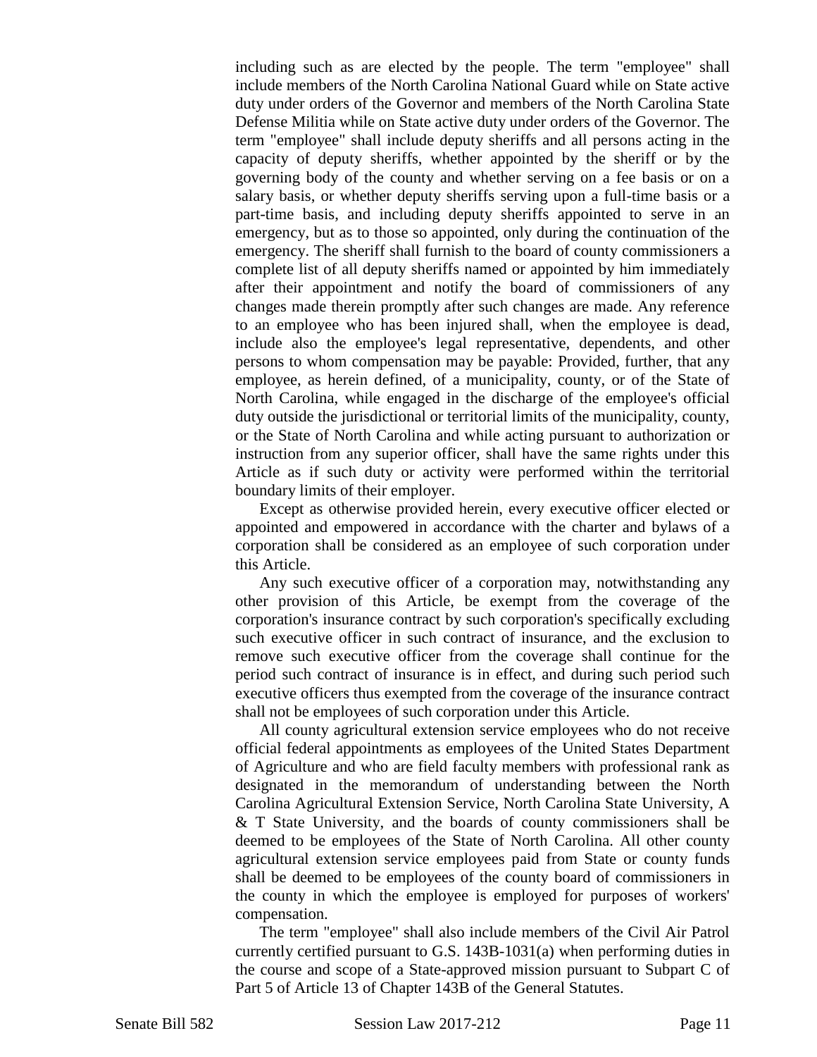including such as are elected by the people. The term "employee" shall include members of the North Carolina National Guard while on State active duty under orders of the Governor and members of the North Carolina State Defense Militia while on State active duty under orders of the Governor. The term "employee" shall include deputy sheriffs and all persons acting in the capacity of deputy sheriffs, whether appointed by the sheriff or by the governing body of the county and whether serving on a fee basis or on a salary basis, or whether deputy sheriffs serving upon a full-time basis or a part-time basis, and including deputy sheriffs appointed to serve in an emergency, but as to those so appointed, only during the continuation of the emergency. The sheriff shall furnish to the board of county commissioners a complete list of all deputy sheriffs named or appointed by him immediately after their appointment and notify the board of commissioners of any changes made therein promptly after such changes are made. Any reference to an employee who has been injured shall, when the employee is dead, include also the employee's legal representative, dependents, and other persons to whom compensation may be payable: Provided, further, that any employee, as herein defined, of a municipality, county, or of the State of North Carolina, while engaged in the discharge of the employee's official duty outside the jurisdictional or territorial limits of the municipality, county, or the State of North Carolina and while acting pursuant to authorization or instruction from any superior officer, shall have the same rights under this Article as if such duty or activity were performed within the territorial boundary limits of their employer.

Except as otherwise provided herein, every executive officer elected or appointed and empowered in accordance with the charter and bylaws of a corporation shall be considered as an employee of such corporation under this Article.

Any such executive officer of a corporation may, notwithstanding any other provision of this Article, be exempt from the coverage of the corporation's insurance contract by such corporation's specifically excluding such executive officer in such contract of insurance, and the exclusion to remove such executive officer from the coverage shall continue for the period such contract of insurance is in effect, and during such period such executive officers thus exempted from the coverage of the insurance contract shall not be employees of such corporation under this Article.

All county agricultural extension service employees who do not receive official federal appointments as employees of the United States Department of Agriculture and who are field faculty members with professional rank as designated in the memorandum of understanding between the North Carolina Agricultural Extension Service, North Carolina State University, A & T State University, and the boards of county commissioners shall be deemed to be employees of the State of North Carolina. All other county agricultural extension service employees paid from State or county funds shall be deemed to be employees of the county board of commissioners in the county in which the employee is employed for purposes of workers' compensation.

The term "employee" shall also include members of the Civil Air Patrol currently certified pursuant to G.S. 143B-1031(a) when performing duties in the course and scope of a State-approved mission pursuant to Subpart C of Part 5 of Article 13 of Chapter 143B of the General Statutes.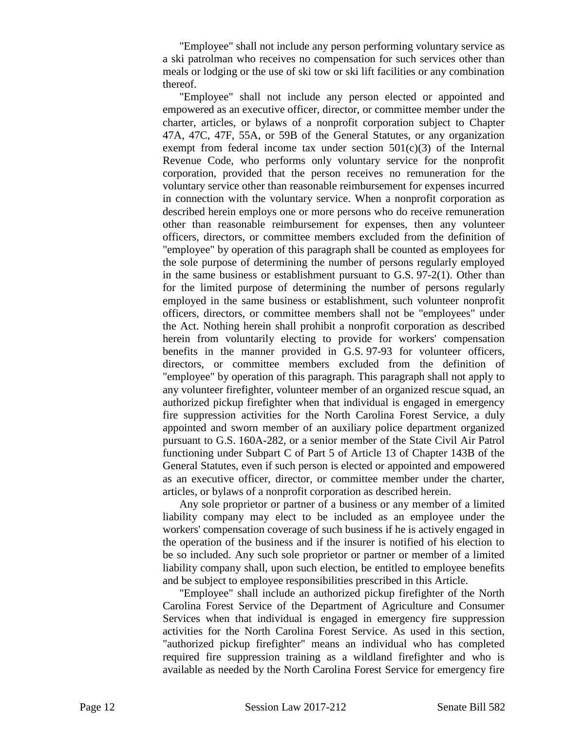"Employee" shall not include any person performing voluntary service as a ski patrolman who receives no compensation for such services other than meals or lodging or the use of ski tow or ski lift facilities or any combination thereof.

"Employee" shall not include any person elected or appointed and empowered as an executive officer, director, or committee member under the charter, articles, or bylaws of a nonprofit corporation subject to Chapter 47A, 47C, 47F, 55A, or 59B of the General Statutes, or any organization exempt from federal income tax under section 501(c)(3) of the Internal Revenue Code, who performs only voluntary service for the nonprofit corporation, provided that the person receives no remuneration for the voluntary service other than reasonable reimbursement for expenses incurred in connection with the voluntary service. When a nonprofit corporation as described herein employs one or more persons who do receive remuneration other than reasonable reimbursement for expenses, then any volunteer officers, directors, or committee members excluded from the definition of "employee" by operation of this paragraph shall be counted as employees for the sole purpose of determining the number of persons regularly employed in the same business or establishment pursuant to G.S. 97-2(1). Other than for the limited purpose of determining the number of persons regularly employed in the same business or establishment, such volunteer nonprofit officers, directors, or committee members shall not be "employees" under the Act. Nothing herein shall prohibit a nonprofit corporation as described herein from voluntarily electing to provide for workers' compensation benefits in the manner provided in G.S. 97-93 for volunteer officers, directors, or committee members excluded from the definition of "employee" by operation of this paragraph. This paragraph shall not apply to any volunteer firefighter, volunteer member of an organized rescue squad, an authorized pickup firefighter when that individual is engaged in emergency fire suppression activities for the North Carolina Forest Service, a duly appointed and sworn member of an auxiliary police department organized pursuant to G.S. 160A-282, or a senior member of the State Civil Air Patrol functioning under Subpart C of Part 5 of Article 13 of Chapter 143B of the General Statutes, even if such person is elected or appointed and empowered as an executive officer, director, or committee member under the charter, articles, or bylaws of a nonprofit corporation as described herein.

Any sole proprietor or partner of a business or any member of a limited liability company may elect to be included as an employee under the workers' compensation coverage of such business if he is actively engaged in the operation of the business and if the insurer is notified of his election to be so included. Any such sole proprietor or partner or member of a limited liability company shall, upon such election, be entitled to employee benefits and be subject to employee responsibilities prescribed in this Article.

"Employee" shall include an authorized pickup firefighter of the North Carolina Forest Service of the Department of Agriculture and Consumer Services when that individual is engaged in emergency fire suppression activities for the North Carolina Forest Service. As used in this section, "authorized pickup firefighter" means an individual who has completed required fire suppression training as a wildland firefighter and who is available as needed by the North Carolina Forest Service for emergency fire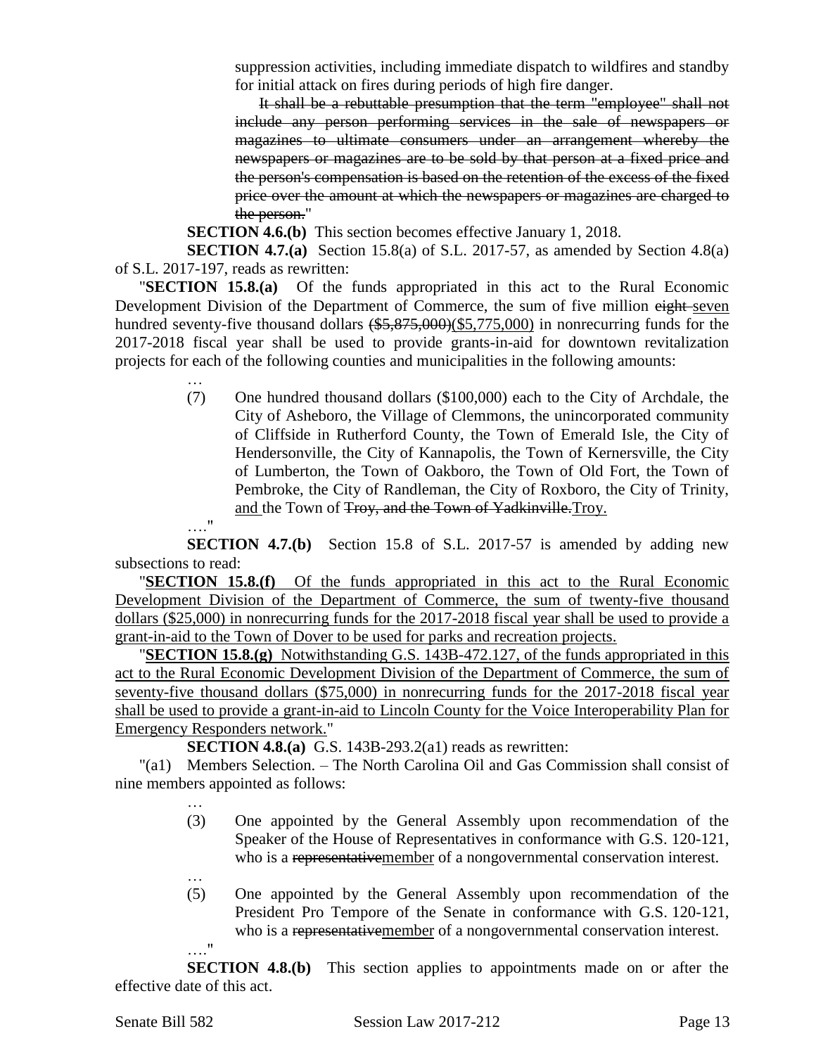suppression activities, including immediate dispatch to wildfires and standby for initial attack on fires during periods of high fire danger.

~~It shall be a rebuttable presumption that the term "employee" shall not include any person performing services in the sale of newspapers or magazines to ultimate consumers under an arrangement whereby the newspapers or magazines are to be sold by that person at a fixed price and the person's compensation is based on the retention of the excess of the fixed price over the amount at which the newspapers or magazines are charged to the person.~~"

**SECTION 4.6.(b)** This section becomes effective January 1, 2018.

**SECTION 4.7.(a)** Section 15.8(a) of S.L. 2017-57, as amended by Section 4.8(a) of S.L. 2017-197, reads as rewritten:

"**SECTION 15.8.(a)** Of the funds appropriated in this act to the Rural Economic Development Division of the Department of Commerce, the sum of five million ~~eight~~ <u>seven</u> hundred seventy-five thousand dollars ~~($5,875,000)~~<u>($5,775,000)</u> in nonrecurring funds for the 2017-2018 fiscal year shall be used to provide grants-in-aid for downtown revitalization projects for each of the following counties and municipalities in the following amounts:

…

(7) One hundred thousand dollars ($100,000) each to the City of Archdale, the City of Asheboro, the Village of Clemmons, the unincorporated community of Cliffside in Rutherford County, the Town of Emerald Isle, the City of Hendersonville, the City of Kannapolis, the Town of Kernersville, the City of Lumberton, the Town of Oakboro, the Town of Old Fort, the Town of Pembroke, the City of Randleman, the City of Roxboro, the City of Trinity, <u>and</u> the Town of ~~Troy, and the Town of Yadkinville.~~<u>Troy.</u>

…."

**SECTION 4.7.(b)** Section 15.8 of S.L. 2017-57 is amended by adding new subsections to read:

"<u>**SECTION 15.8.(f)** Of the funds appropriated in this act to the Rural Economic Development Division of the Department of Commerce, the sum of twenty-five thousand dollars ($25,000) in nonrecurring funds for the 2017-2018 fiscal year shall be used to provide a grant-in-aid to the Town of Dover to be used for parks and recreation projects.</u>

"<u>**SECTION 15.8.(g)** Notwithstanding G.S. 143B-472.127, of the funds appropriated in this act to the Rural Economic Development Division of the Department of Commerce, the sum of seventy-five thousand dollars ($75,000) in nonrecurring funds for the 2017-2018 fiscal year shall be used to provide a grant-in-aid to Lincoln County for the Voice Interoperability Plan for Emergency Responders network.</u>"

**SECTION 4.8.(a)** G.S. 143B-293.2(a1) reads as rewritten:

"(a1) Members Selection. – The North Carolina Oil and Gas Commission shall consist of nine members appointed as follows:

…

(3) One appointed by the General Assembly upon recommendation of the Speaker of the House of Representatives in conformance with G.S. 120-121, who is a ~~representative~~<u>member</u> of a nongovernmental conservation interest.

…

(5) One appointed by the General Assembly upon recommendation of the President Pro Tempore of the Senate in conformance with G.S. 120-121, who is a ~~representative~~<u>member</u> of a nongovernmental conservation interest.

…."

**SECTION 4.8.(b)** This section applies to appointments made on or after the effective date of this act.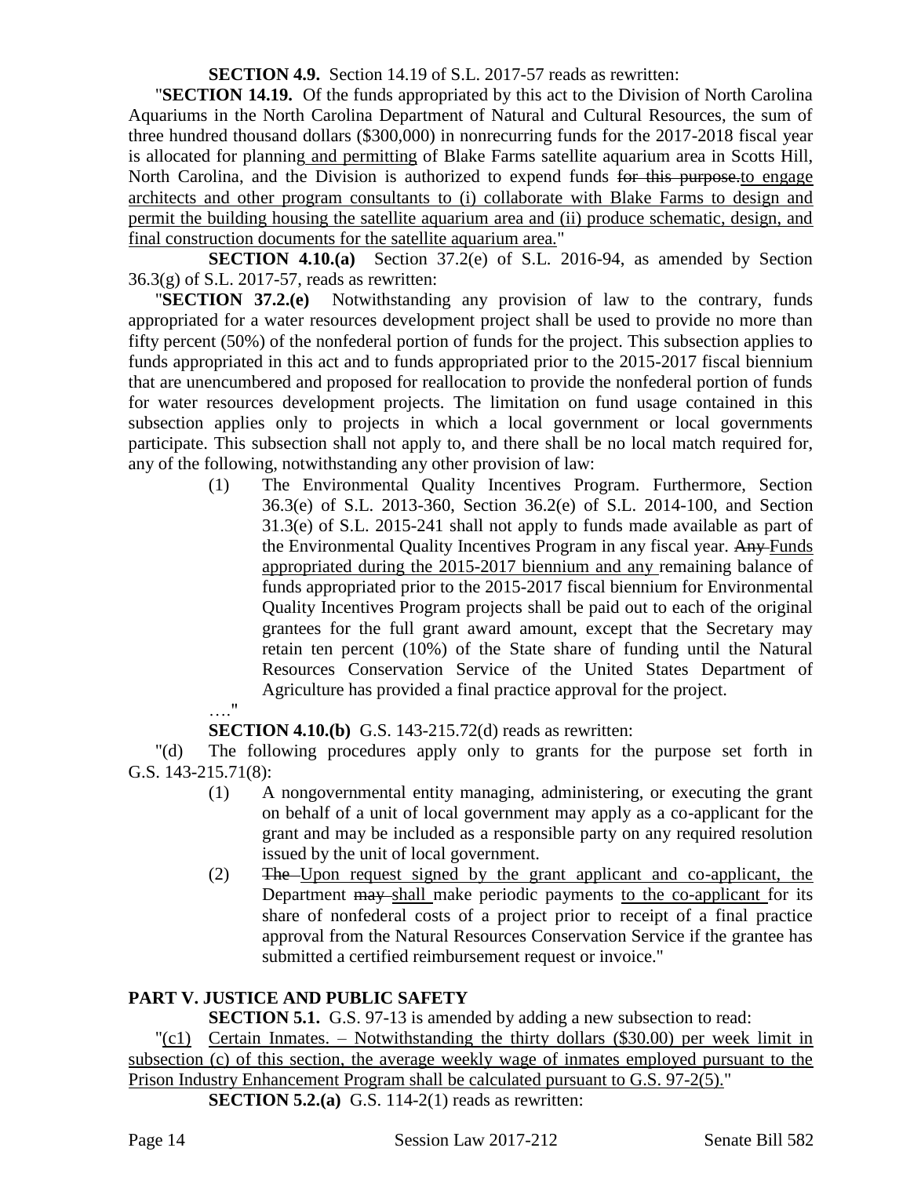**SECTION 4.9.** Section 14.19 of S.L. 2017-57 reads as rewritten:

"**SECTION 14.19.** Of the funds appropriated by this act to the Division of North Carolina Aquariums in the North Carolina Department of Natural and Cultural Resources, the sum of three hundred thousand dollars ($300,000) in nonrecurring funds for the 2017-2018 fiscal year is allocated for planning and permitting of Blake Farms satellite aquarium area in Scotts Hill, North Carolina, and the Division is authorized to expend funds ~~for this purpose.~~to engage architects and other program consultants to (i) collaborate with Blake Farms to design and permit the building housing the satellite aquarium area and (ii) produce schematic, design, and final construction documents for the satellite aquarium area."

**SECTION 4.10.(a)** Section 37.2(e) of S.L. 2016-94, as amended by Section 36.3(g) of S.L. 2017-57, reads as rewritten:

"**SECTION 37.2.(e)** Notwithstanding any provision of law to the contrary, funds appropriated for a water resources development project shall be used to provide no more than fifty percent (50%) of the nonfederal portion of funds for the project. This subsection applies to funds appropriated in this act and to funds appropriated prior to the 2015-2017 fiscal biennium that are unencumbered and proposed for reallocation to provide the nonfederal portion of funds for water resources development projects. The limitation on fund usage contained in this subsection applies only to projects in which a local government or local governments participate. This subsection shall not apply to, and there shall be no local match required for, any of the following, notwithstanding any other provision of law:

(1) The Environmental Quality Incentives Program. Furthermore, Section 36.3(e) of S.L. 2013-360, Section 36.2(e) of S.L. 2014-100, and Section 31.3(e) of S.L. 2015-241 shall not apply to funds made available as part of the Environmental Quality Incentives Program in any fiscal year. ~~Any~~ Funds appropriated during the 2015-2017 biennium and any remaining balance of funds appropriated prior to the 2015-2017 fiscal biennium for Environmental Quality Incentives Program projects shall be paid out to each of the original grantees for the full grant award amount, except that the Secretary may retain ten percent (10%) of the State share of funding until the Natural Resources Conservation Service of the United States Department of Agriculture has provided a final practice approval for the project.

…."

**SECTION 4.10.(b)** G.S. 143-215.72(d) reads as rewritten:

"(d) The following procedures apply only to grants for the purpose set forth in G.S. 143-215.71(8):

(1) A nongovernmental entity managing, administering, or executing the grant on behalf of a unit of local government may apply as a co-applicant for the grant and may be included as a responsible party on any required resolution issued by the unit of local government.

(2) ~~The~~ Upon request signed by the grant applicant and co-applicant, the Department ~~may~~ shall make periodic payments to the co-applicant for its share of nonfederal costs of a project prior to receipt of a final practice approval from the Natural Resources Conservation Service if the grantee has submitted a certified reimbursement request or invoice."

## PART V. JUSTICE AND PUBLIC SAFETY

**SECTION 5.1.** G.S. 97-13 is amended by adding a new subsection to read:

"(c1) Certain Inmates. – Notwithstanding the thirty dollars ($30.00) per week limit in subsection (c) of this section, the average weekly wage of inmates employed pursuant to the Prison Industry Enhancement Program shall be calculated pursuant to G.S. 97-2(5)."

**SECTION 5.2.(a)** G.S. 114-2(1) reads as rewritten: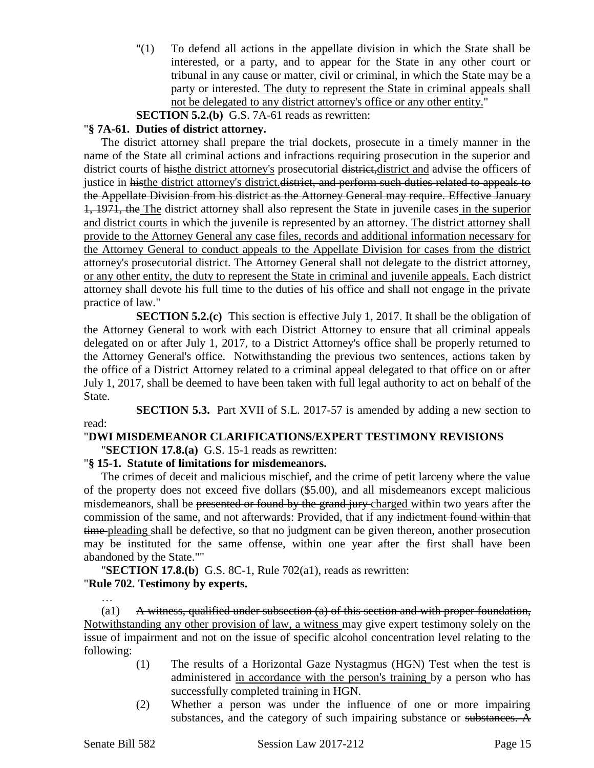"(1) To defend all actions in the appellate division in which the State shall be interested, or a party, and to appear for the State in any other court or tribunal in any cause or matter, civil or criminal, in which the State may be a party or interested. <u>The duty to represent the State in criminal appeals shall not be delegated to any district attorney's office or any other entity.</u>"

**SECTION 5.2.(b)** G.S. 7A-61 reads as rewritten:

"**§ 7A-61. Duties of district attorney.**

The district attorney shall prepare the trial dockets, prosecute in a timely manner in the name of the State all criminal actions and infractions requiring prosecution in the superior and district courts of ~~his~~<u>the district attorney's</u> prosecutorial ~~district,~~<u>district and</u> advise the officers of justice in ~~his~~<u>the district attorney's district.</u>~~district, and perform such duties related to appeals to the Appellate Division from his district as the Attorney General may require. Effective January 1, 1971, the~~ <u>The</u> district attorney shall also represent the State in juvenile cases <u>in the superior and district courts</u> in which the juvenile is represented by an attorney. <u>The district attorney shall provide to the Attorney General any case files, records and additional information necessary for the Attorney General to conduct appeals to the Appellate Division for cases from the district attorney's prosecutorial district. The Attorney General shall not delegate to the district attorney, or any other entity, the duty to represent the State in criminal and juvenile appeals.</u> Each district attorney shall devote his full time to the duties of his office and shall not engage in the private practice of law."

**SECTION 5.2.(c)** This section is effective July 1, 2017. It shall be the obligation of the Attorney General to work with each District Attorney to ensure that all criminal appeals delegated on or after July 1, 2017, to a District Attorney's office shall be properly returned to the Attorney General's office. Notwithstanding the previous two sentences, actions taken by the office of a District Attorney related to a criminal appeal delegated to that office on or after July 1, 2017, shall be deemed to have been taken with full legal authority to act on behalf of the State.

**SECTION 5.3.** Part XVII of S.L. 2017-57 is amended by adding a new section to read:

"**DWI MISDEMEANOR CLARIFICATIONS/EXPERT TESTIMONY REVISIONS**

"**SECTION 17.8.(a)** G.S. 15-1 reads as rewritten:

"**§ 15-1. Statute of limitations for misdemeanors.**

The crimes of deceit and malicious mischief, and the crime of petit larceny where the value of the property does not exceed five dollars ($5.00), and all misdemeanors except malicious misdemeanors, shall be ~~presented or found by the grand jury~~ <u>charged</u> within two years after the commission of the same, and not afterwards: Provided, that if any ~~indictment found within that time~~ <u>pleading</u> shall be defective, so that no judgment can be given thereon, another prosecution may be instituted for the same offense, within one year after the first shall have been abandoned by the State.""

"**SECTION 17.8.(b)** G.S. 8C-1, Rule 702(a1), reads as rewritten:

"**Rule 702. Testimony by experts.**

…

(a1) ~~A witness, qualified under subsection (a) of this section and with proper foundation,~~ <u>Notwithstanding any other provision of law, a witness</u> may give expert testimony solely on the issue of impairment and not on the issue of specific alcohol concentration level relating to the following:

(1) The results of a Horizontal Gaze Nystagmus (HGN) Test when the test is administered <u>in accordance with the person's training</u> by a person who has successfully completed training in HGN.

(2) Whether a person was under the influence of one or more impairing substances, and the category of such impairing substance or ~~substances. A~~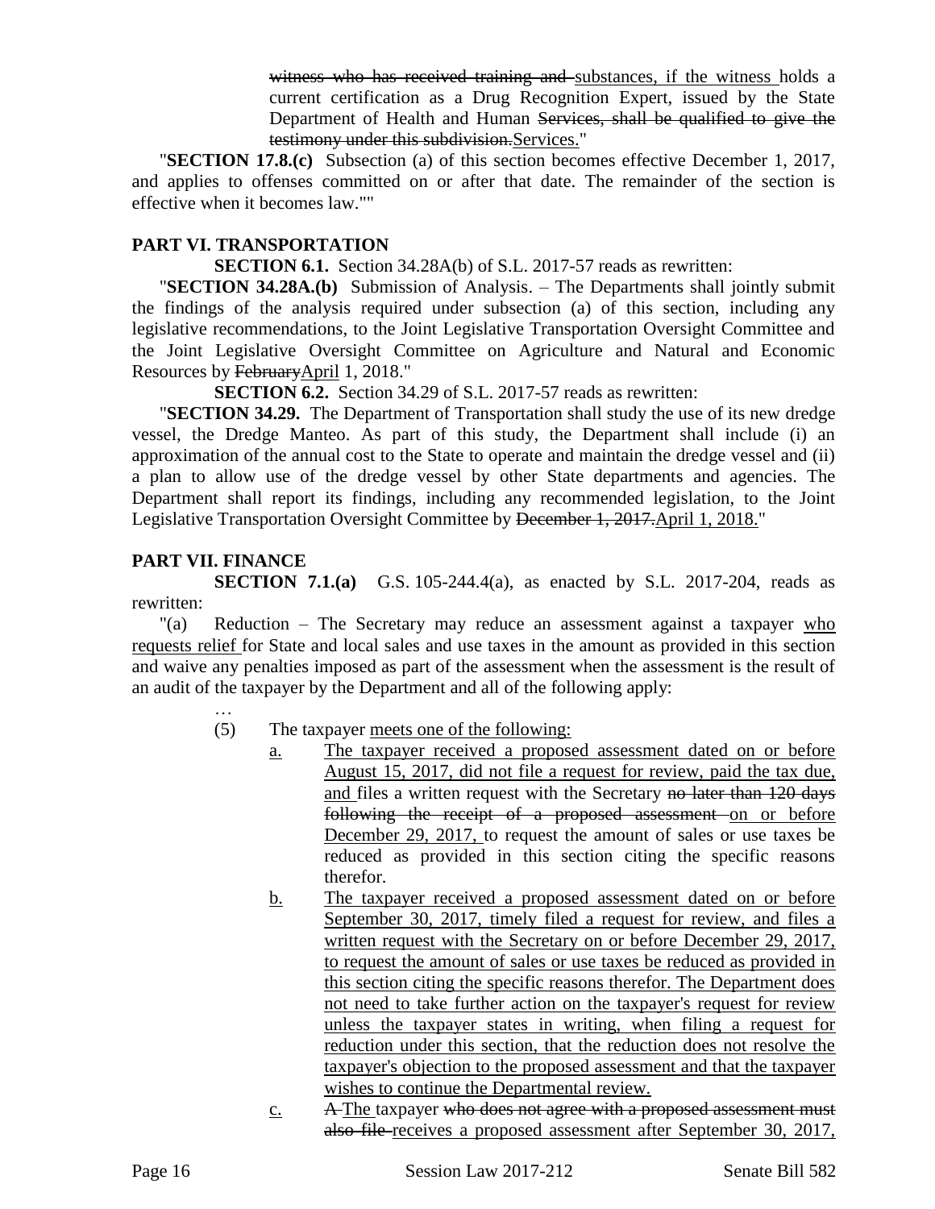witness who has received training and substances, if the witness holds a current certification as a Drug Recognition Expert, issued by the State Department of Health and Human Services, shall be qualified to give the testimony under this subdivision.Services."

"**SECTION 17.8.(c)** Subsection (a) of this section becomes effective December 1, 2017, and applies to offenses committed on or after that date. The remainder of the section is effective when it becomes law.""

**PART VI. TRANSPORTATION**

**SECTION 6.1.** Section 34.28A(b) of S.L. 2017-57 reads as rewritten:

"**SECTION 34.28A.(b)** Submission of Analysis. – The Departments shall jointly submit the findings of the analysis required under subsection (a) of this section, including any legislative recommendations, to the Joint Legislative Transportation Oversight Committee and the Joint Legislative Oversight Committee on Agriculture and Natural and Economic Resources by ~~February~~April 1, 2018."

**SECTION 6.2.** Section 34.29 of S.L. 2017-57 reads as rewritten:

"**SECTION 34.29.** The Department of Transportation shall study the use of its new dredge vessel, the Dredge Manteo. As part of this study, the Department shall include (i) an approximation of the annual cost to the State to operate and maintain the dredge vessel and (ii) a plan to allow use of the dredge vessel by other State departments and agencies. The Department shall report its findings, including any recommended legislation, to the Joint Legislative Transportation Oversight Committee by ~~December 1, 2017.~~April 1, 2018."

**PART VII. FINANCE**

**SECTION 7.1.(a)** G.S. 105-244.4(a), as enacted by S.L. 2017-204, reads as rewritten:

"(a) Reduction – The Secretary may reduce an assessment against a taxpayer who requests relief for State and local sales and use taxes in the amount as provided in this section and waive any penalties imposed as part of the assessment when the assessment is the result of an audit of the taxpayer by the Department and all of the following apply:

…

(5) The taxpayer meets one of the following:

a. The taxpayer received a proposed assessment dated on or before August 15, 2017, did not file a request for review, paid the tax due, and files a written request with the Secretary ~~no later than 120 days following the receipt of a proposed assessment~~ on or before December 29, 2017, to request the amount of sales or use taxes be reduced as provided in this section citing the specific reasons therefor.

b. The taxpayer received a proposed assessment dated on or before September 30, 2017, timely filed a request for review, and files a written request with the Secretary on or before December 29, 2017, to request the amount of sales or use taxes be reduced as provided in this section citing the specific reasons therefor. The Department does not need to take further action on the taxpayer's request for review unless the taxpayer states in writing, when filing a request for reduction under this section, that the reduction does not resolve the taxpayer's objection to the proposed assessment and that the taxpayer wishes to continue the Departmental review.

c. ~~A~~ The taxpayer ~~who does not agree with a proposed assessment must also file~~ receives a proposed assessment after September 30, 2017,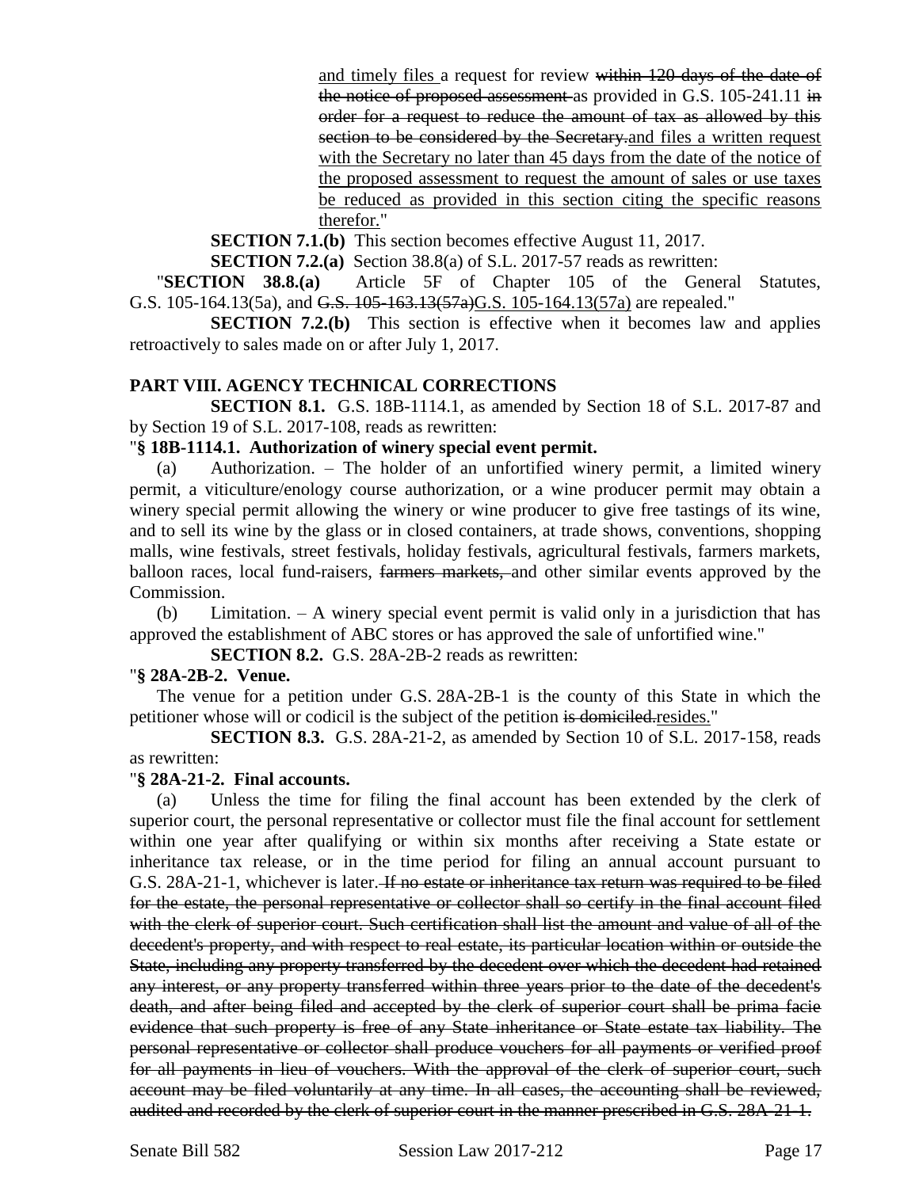and timely files a request for review ~~within 120 days of the date of the notice of proposed assessment~~ as provided in G.S. 105-241.11 ~~in order for a request to reduce the amount of tax as allowed by this section to be considered by the Secretary.~~and files a written request with the Secretary no later than 45 days from the date of the notice of the proposed assessment to request the amount of sales or use taxes be reduced as provided in this section citing the specific reasons therefor."

**SECTION 7.1.(b)** This section becomes effective August 11, 2017.

**SECTION 7.2.(a)** Section 38.8(a) of S.L. 2017-57 reads as rewritten:

"**SECTION 38.8.(a)** Article 5F of Chapter 105 of the General Statutes, G.S. 105-164.13(5a), and ~~G.S. 105-163.13(57a)~~G.S. 105-164.13(57a) are repealed."

**SECTION 7.2.(b)** This section is effective when it becomes law and applies retroactively to sales made on or after July 1, 2017.

**PART VIII. AGENCY TECHNICAL CORRECTIONS**

**SECTION 8.1.** G.S. 18B-1114.1, as amended by Section 18 of S.L. 2017-87 and by Section 19 of S.L. 2017-108, reads as rewritten:

"**§ 18B-1114.1. Authorization of winery special event permit.**

(a) Authorization. – The holder of an unfortified winery permit, a limited winery permit, a viticulture/enology course authorization, or a wine producer permit may obtain a winery special permit allowing the winery or wine producer to give free tastings of its wine, and to sell its wine by the glass or in closed containers, at trade shows, conventions, shopping malls, wine festivals, street festivals, holiday festivals, agricultural festivals, farmers markets, balloon races, local fund-raisers, ~~farmers markets,~~ and other similar events approved by the Commission.

(b) Limitation. – A winery special event permit is valid only in a jurisdiction that has approved the establishment of ABC stores or has approved the sale of unfortified wine."

**SECTION 8.2.** G.S. 28A-2B-2 reads as rewritten:

"**§ 28A-2B-2. Venue.**

The venue for a petition under G.S. 28A-2B-1 is the county of this State in which the petitioner whose will or codicil is the subject of the petition ~~is domiciled.~~resides."

**SECTION 8.3.** G.S. 28A-21-2, as amended by Section 10 of S.L. 2017-158, reads as rewritten:

"**§ 28A-21-2. Final accounts.**

(a) Unless the time for filing the final account has been extended by the clerk of superior court, the personal representative or collector must file the final account for settlement within one year after qualifying or within six months after receiving a State estate or inheritance tax release, or in the time period for filing an annual account pursuant to G.S. 28A-21-1, whichever is later.~~ If no estate or inheritance tax return was required to be filed for the estate, the personal representative or collector shall so certify in the final account filed with the clerk of superior court. Such certification shall list the amount and value of all of the decedent's property, and with respect to real estate, its particular location within or outside the State, including any property transferred by the decedent over which the decedent had retained any interest, or any property transferred within three years prior to the date of the decedent's death, and after being filed and accepted by the clerk of superior court shall be prima facie evidence that such property is free of any State inheritance or State estate tax liability. The personal representative or collector shall produce vouchers for all payments or verified proof for all payments in lieu of vouchers. With the approval of the clerk of superior court, such account may be filed voluntarily at any time. In all cases, the accounting shall be reviewed, audited and recorded by the clerk of superior court in the manner prescribed in G.S. 28A-21-1.~~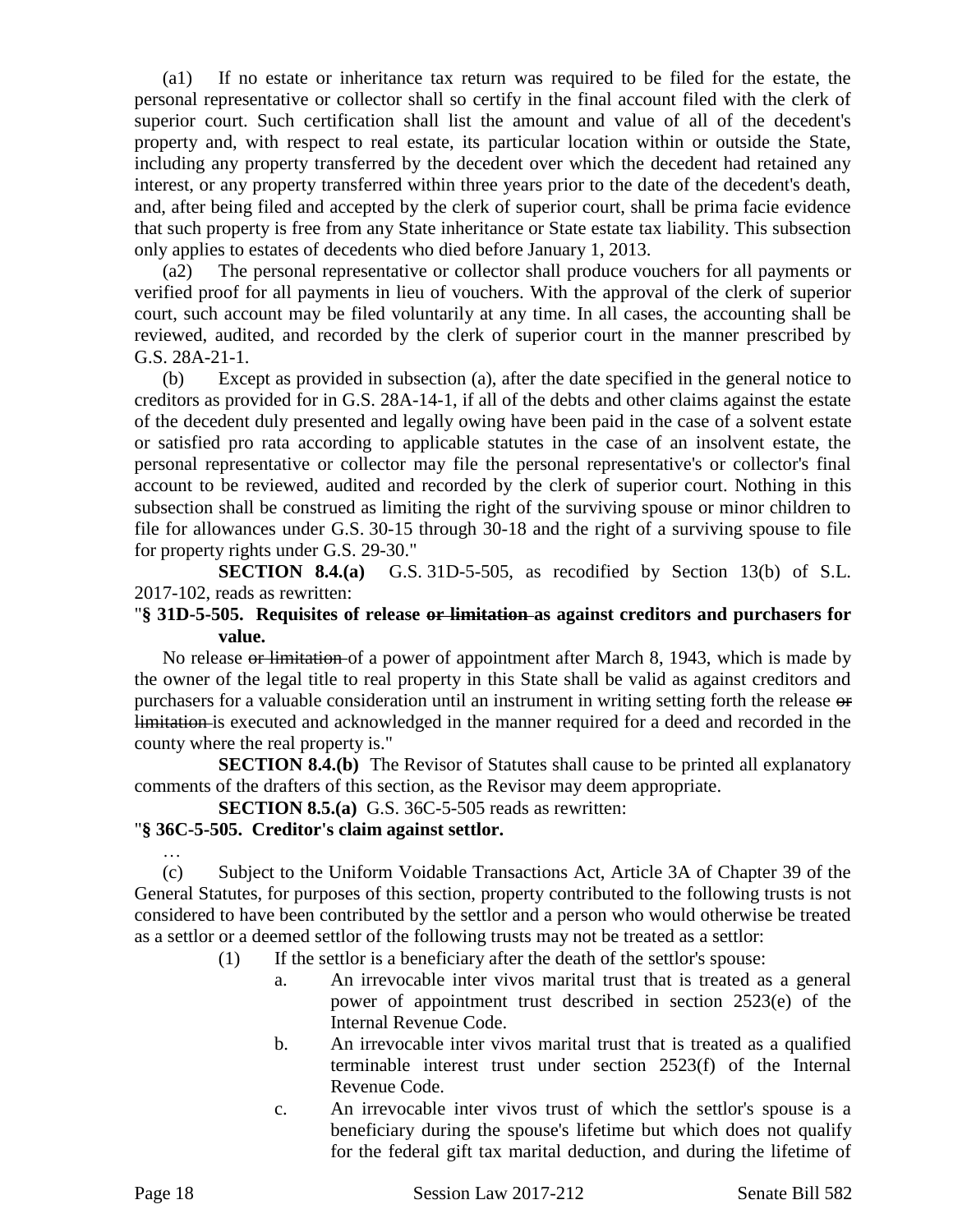(a1) If no estate or inheritance tax return was required to be filed for the estate, the personal representative or collector shall so certify in the final account filed with the clerk of superior court. Such certification shall list the amount and value of all of the decedent's property and, with respect to real estate, its particular location within or outside the State, including any property transferred by the decedent over which the decedent had retained any interest, or any property transferred within three years prior to the date of the decedent's death, and, after being filed and accepted by the clerk of superior court, shall be prima facie evidence that such property is free from any State inheritance or State estate tax liability. This subsection only applies to estates of decedents who died before January 1, 2013.

(a2) The personal representative or collector shall produce vouchers for all payments or verified proof for all payments in lieu of vouchers. With the approval of the clerk of superior court, such account may be filed voluntarily at any time. In all cases, the accounting shall be reviewed, audited, and recorded by the clerk of superior court in the manner prescribed by G.S. 28A-21-1.

(b) Except as provided in subsection (a), after the date specified in the general notice to creditors as provided for in G.S. 28A-14-1, if all of the debts and other claims against the estate of the decedent duly presented and legally owing have been paid in the case of a solvent estate or satisfied pro rata according to applicable statutes in the case of an insolvent estate, the personal representative or collector may file the personal representative's or collector's final account to be reviewed, audited and recorded by the clerk of superior court. Nothing in this subsection shall be construed as limiting the right of the surviving spouse or minor children to file for allowances under G.S. 30-15 through 30-18 and the right of a surviving spouse to file for property rights under G.S. 29-30."

**SECTION 8.4.(a)** G.S. 31D-5-505, as recodified by Section 13(b) of S.L. 2017-102, reads as rewritten:

"**§ 31D-5-505. Requisites of release ~~or limitation~~ as against creditors and purchasers for value.**

No release ~~or limitation~~ of a power of appointment after March 8, 1943, which is made by the owner of the legal title to real property in this State shall be valid as against creditors and purchasers for a valuable consideration until an instrument in writing setting forth the release ~~or limitation~~ is executed and acknowledged in the manner required for a deed and recorded in the county where the real property is."

**SECTION 8.4.(b)** The Revisor of Statutes shall cause to be printed all explanatory comments of the drafters of this section, as the Revisor may deem appropriate.

**SECTION 8.5.(a)** G.S. 36C-5-505 reads as rewritten:

"**§ 36C-5-505. Creditor's claim against settlor.**

…

(c) Subject to the Uniform Voidable Transactions Act, Article 3A of Chapter 39 of the General Statutes, for purposes of this section, property contributed to the following trusts is not considered to have been contributed by the settlor and a person who would otherwise be treated as a settlor or a deemed settlor of the following trusts may not be treated as a settlor:

(1) If the settlor is a beneficiary after the death of the settlor's spouse:

a. An irrevocable inter vivos marital trust that is treated as a general power of appointment trust described in section 2523(e) of the Internal Revenue Code.

b. An irrevocable inter vivos marital trust that is treated as a qualified terminable interest trust under section 2523(f) of the Internal Revenue Code.

c. An irrevocable inter vivos trust of which the settlor's spouse is a beneficiary during the spouse's lifetime but which does not qualify for the federal gift tax marital deduction, and during the lifetime of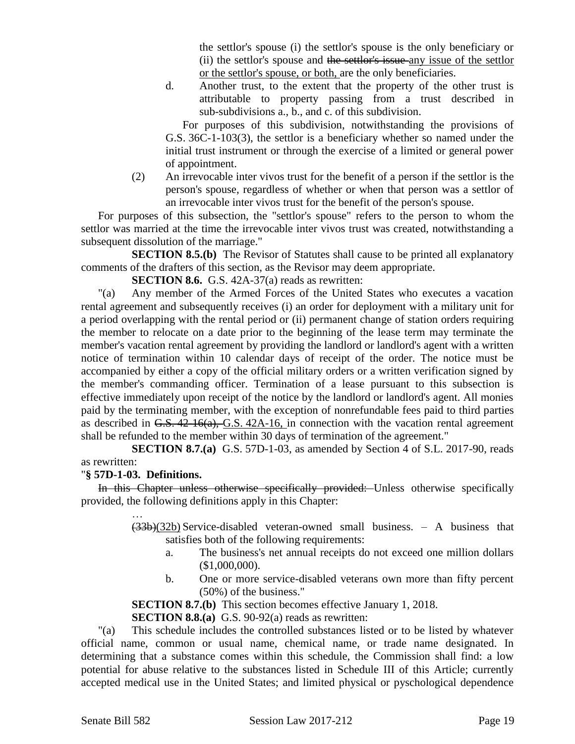the settlor's spouse (i) the settlor's spouse is the only beneficiary or (ii) the settlor's spouse and ~~the settlor's issue~~ any issue of the settlor or the settlor's spouse, or both, are the only beneficiaries.

d. Another trust, to the extent that the property of the other trust is attributable to property passing from a trust described in sub-subdivisions a., b., and c. of this subdivision.

For purposes of this subdivision, notwithstanding the provisions of G.S. 36C-1-103(3), the settlor is a beneficiary whether so named under the initial trust instrument or through the exercise of a limited or general power of appointment.

(2) An irrevocable inter vivos trust for the benefit of a person if the settlor is the person's spouse, regardless of whether or when that person was a settlor of an irrevocable inter vivos trust for the benefit of the person's spouse.

For purposes of this subsection, the "settlor's spouse" refers to the person to whom the settlor was married at the time the irrevocable inter vivos trust was created, notwithstanding a subsequent dissolution of the marriage."

**SECTION 8.5.(b)** The Revisor of Statutes shall cause to be printed all explanatory comments of the drafters of this section, as the Revisor may deem appropriate.

**SECTION 8.6.** G.S. 42A-37(a) reads as rewritten:

"(a) Any member of the Armed Forces of the United States who executes a vacation rental agreement and subsequently receives (i) an order for deployment with a military unit for a period overlapping with the rental period or (ii) permanent change of station orders requiring the member to relocate on a date prior to the beginning of the lease term may terminate the member's vacation rental agreement by providing the landlord or landlord's agent with a written notice of termination within 10 calendar days of receipt of the order. The notice must be accompanied by either a copy of the official military orders or a written verification signed by the member's commanding officer. Termination of a lease pursuant to this subsection is effective immediately upon receipt of the notice by the landlord or landlord's agent. All monies paid by the terminating member, with the exception of nonrefundable fees paid to third parties as described in ~~G.S. 42-16(a),~~ G.S. 42A-16, in connection with the vacation rental agreement shall be refunded to the member within 30 days of termination of the agreement."

**SECTION 8.7.(a)** G.S. 57D-1-03, as amended by Section 4 of S.L. 2017-90, reads as rewritten:

"**§ 57D-1-03. Definitions.**

~~In this Chapter unless otherwise specifically provided:~~ Unless otherwise specifically provided, the following definitions apply in this Chapter:

…

~~(33b)~~(32b) Service-disabled veteran-owned small business. – A business that satisfies both of the following requirements:

a. The business's net annual receipts do not exceed one million dollars ($1,000,000).

b. One or more service-disabled veterans own more than fifty percent (50%) of the business."

**SECTION 8.7.(b)** This section becomes effective January 1, 2018.

**SECTION 8.8.(a)** G.S. 90-92(a) reads as rewritten:

"(a) This schedule includes the controlled substances listed or to be listed by whatever official name, common or usual name, chemical name, or trade name designated. In determining that a substance comes within this schedule, the Commission shall find: a low potential for abuse relative to the substances listed in Schedule III of this Article; currently accepted medical use in the United States; and limited physical or pyschological dependence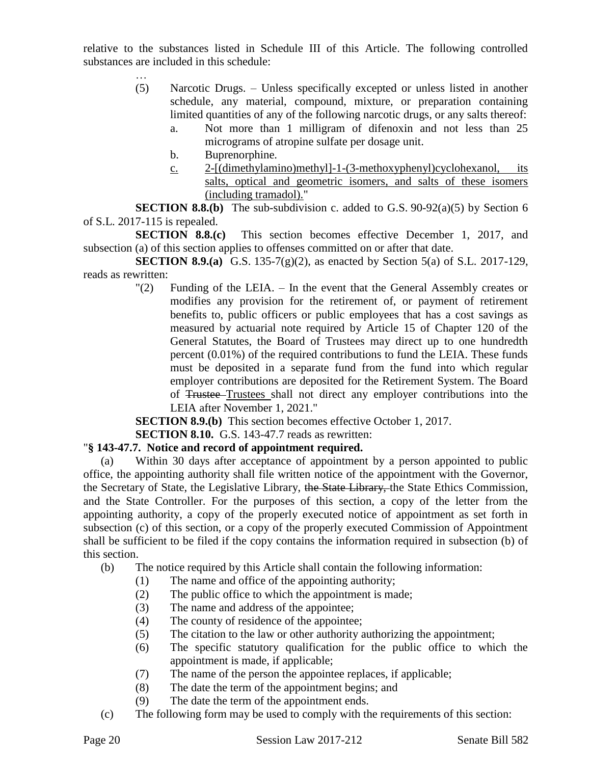relative to the substances listed in Schedule III of this Article. The following controlled substances are included in this schedule:

…

(5) Narcotic Drugs. – Unless specifically excepted or unless listed in another schedule, any material, compound, mixture, or preparation containing limited quantities of any of the following narcotic drugs, or any salts thereof:

a. Not more than 1 milligram of difenoxin and not less than 25 micrograms of atropine sulfate per dosage unit.

b. Buprenorphine.

c. 2-[(dimethylamino)methyl]-1-(3-methoxyphenyl)cyclohexanol, its salts, optical and geometric isomers, and salts of these isomers (including tramadol)."

**SECTION 8.8.(b)** The sub-subdivision c. added to G.S. 90-92(a)(5) by Section 6 of S.L. 2017-115 is repealed.

**SECTION 8.8.(c)** This section becomes effective December 1, 2017, and subsection (a) of this section applies to offenses committed on or after that date.

**SECTION 8.9.(a)** G.S. 135-7(g)(2), as enacted by Section 5(a) of S.L. 2017-129, reads as rewritten:

"(2) Funding of the LEIA. – In the event that the General Assembly creates or modifies any provision for the retirement of, or payment of retirement benefits to, public officers or public employees that has a cost savings as measured by actuarial note required by Article 15 of Chapter 120 of the General Statutes, the Board of Trustees may direct up to one hundredth percent (0.01%) of the required contributions to fund the LEIA. These funds must be deposited in a separate fund from the fund into which regular employer contributions are deposited for the Retirement System. The Board of ~~Trustee~~ Trustees shall not direct any employer contributions into the LEIA after November 1, 2021."

**SECTION 8.9.(b)** This section becomes effective October 1, 2017.

**SECTION 8.10.** G.S. 143-47.7 reads as rewritten:

"**§ 143-47.7. Notice and record of appointment required.**

(a) Within 30 days after acceptance of appointment by a person appointed to public office, the appointing authority shall file written notice of the appointment with the Governor, the Secretary of State, the Legislative Library, ~~the State Library,~~ the State Ethics Commission, and the State Controller. For the purposes of this section, a copy of the letter from the appointing authority, a copy of the properly executed notice of appointment as set forth in subsection (c) of this section, or a copy of the properly executed Commission of Appointment shall be sufficient to be filed if the copy contains the information required in subsection (b) of this section.

(b) The notice required by this Article shall contain the following information:

(1) The name and office of the appointing authority;

(2) The public office to which the appointment is made;

(3) The name and address of the appointee;

(4) The county of residence of the appointee;

(5) The citation to the law or other authority authorizing the appointment;

(6) The specific statutory qualification for the public office to which the appointment is made, if applicable;

(7) The name of the person the appointee replaces, if applicable;

(8) The date the term of the appointment begins; and

(9) The date the term of the appointment ends.

(c) The following form may be used to comply with the requirements of this section: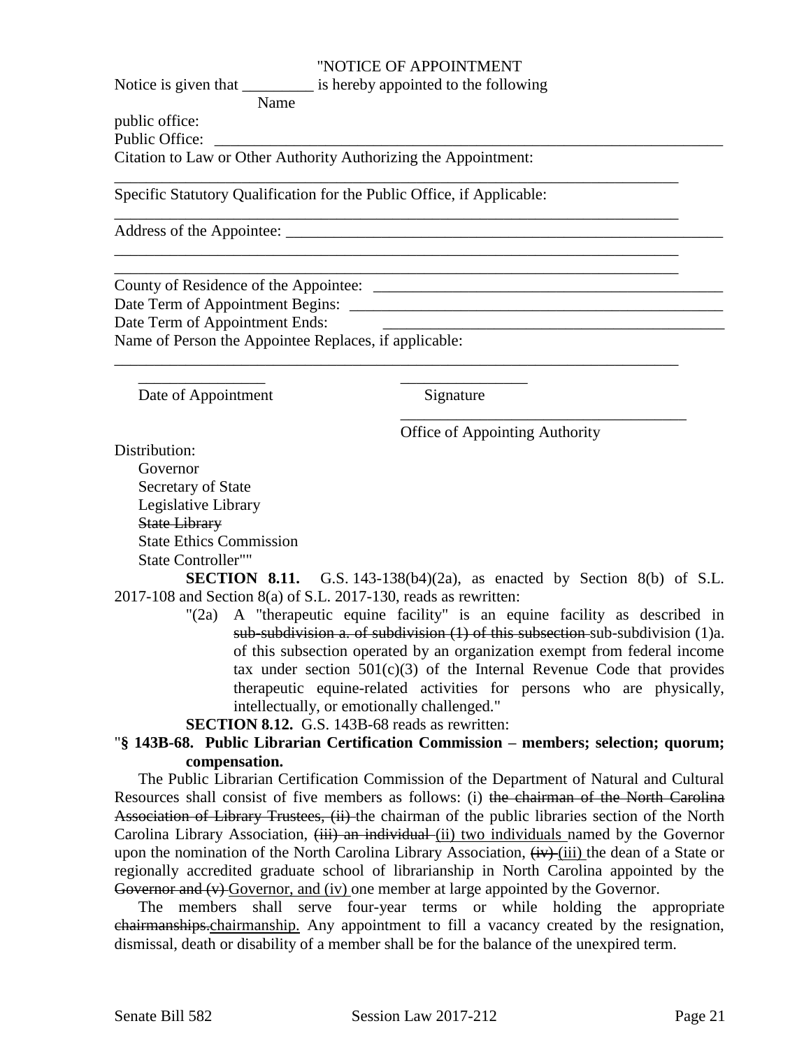"NOTICE OF APPOINTMENT

Notice is given that _________ is hereby appointed to the following
Name
public office:

Public Office: ____________________________________________________________________

Citation to Law or Other Authority Authorizing the Appointment:

___________________________________________________________________________

Specific Statutory Qualification for the Public Office, if Applicable:

___________________________________________________________________________

Address of the Appointee: ____________________________________________________________

___________________________________________________________________________

___________________________________________________________________________

County of Residence of the Appointee: _____________________________________________

Date Term of Appointment Begins: _________________________________________________

Date Term of Appointment Ends: _________________________________________________

Name of Person the Appointee Replaces, if applicable:

___________________________________________________________________________

_________________ _________________
Date of Appointment Signature

_____________________________________
Office of Appointing Authority

Distribution:
Governor
Secretary of State
Legislative Library
~~State Library~~
State Ethics Commission
State Controller""

**SECTION 8.11.** G.S. 143-138(b4)(2a), as enacted by Section 8(b) of S.L. 2017-108 and Section 8(a) of S.L. 2017-130, reads as rewritten:

"(2a) A "therapeutic equine facility" is an equine facility as described in ~~sub-subdivision a. of subdivision (1) of this subsection~~ sub-subdivision (1)a. of this subsection operated by an organization exempt from federal income tax under section 501(c)(3) of the Internal Revenue Code that provides therapeutic equine-related activities for persons who are physically, intellectually, or emotionally challenged."

**SECTION 8.12.** G.S. 143B-68 reads as rewritten:

"**§ 143B-68. Public Librarian Certification Commission – members; selection; quorum; compensation.**

The Public Librarian Certification Commission of the Department of Natural and Cultural Resources shall consist of five members as follows: (i) ~~the chairman of the North Carolina Association of Library Trustees, (ii)~~ the chairman of the public libraries section of the North Carolina Library Association, ~~(iii) an individual~~ <u>(ii) two individuals</u> named by the Governor upon the nomination of the North Carolina Library Association, ~~(iv)~~ <u>(iii)</u> the dean of a State or regionally accredited graduate school of librarianship in North Carolina appointed by the ~~Governor and (v)~~ <u>Governor, and (iv)</u> one member at large appointed by the Governor.

The members shall serve four-year terms or while holding the appropriate ~~chairmanships.~~<u>chairmanship.</u> Any appointment to fill a vacancy created by the resignation, dismissal, death or disability of a member shall be for the balance of the unexpired term.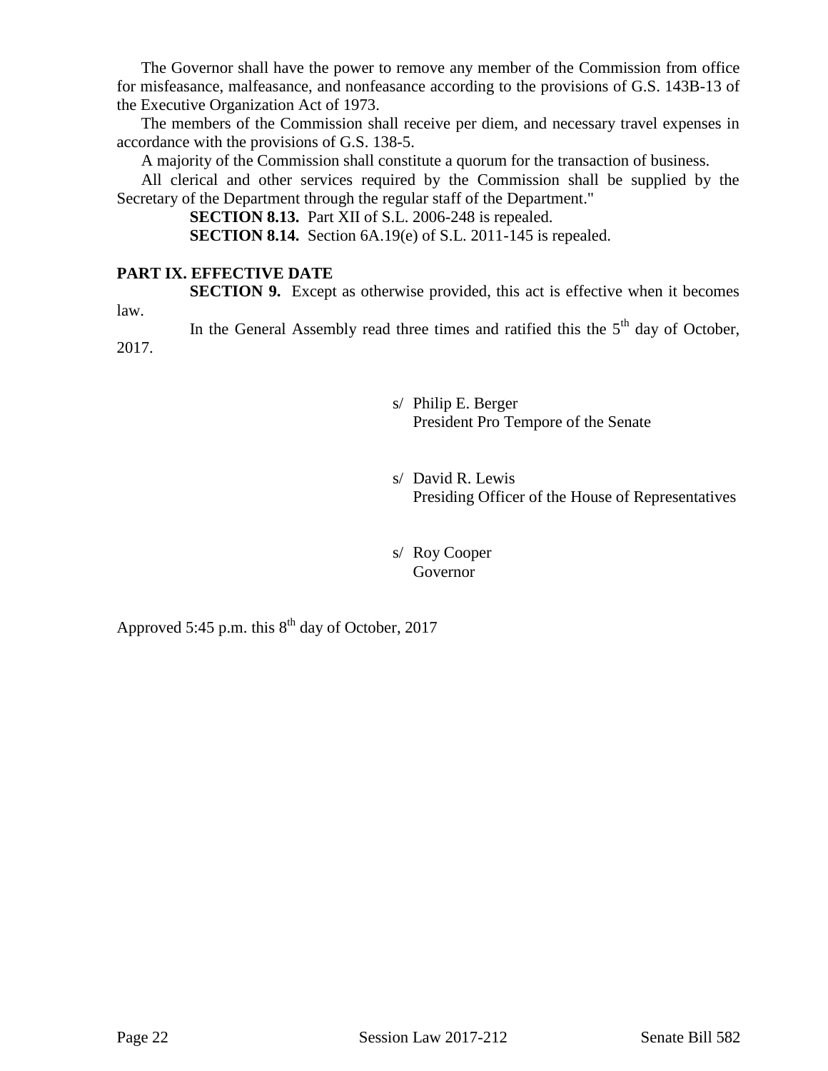The Governor shall have the power to remove any member of the Commission from office for misfeasance, malfeasance, and nonfeasance according to the provisions of G.S. 143B-13 of the Executive Organization Act of 1973.

The members of the Commission shall receive per diem, and necessary travel expenses in accordance with the provisions of G.S. 138-5.

A majority of the Commission shall constitute a quorum for the transaction of business.

All clerical and other services required by the Commission shall be supplied by the Secretary of the Department through the regular staff of the Department."

**SECTION 8.13.** Part XII of S.L. 2006-248 is repealed.

**SECTION 8.14.** Section 6A.19(e) of S.L. 2011-145 is repealed.

**PART IX. EFFECTIVE DATE**

**SECTION 9.** Except as otherwise provided, this act is effective when it becomes law.

In the General Assembly read three times and ratified this the 5th day of October, 2017.

s/ Philip E. Berger
President Pro Tempore of the Senate

s/ David R. Lewis
Presiding Officer of the House of Representatives

s/ Roy Cooper
Governor

Approved 5:45 p.m. this 8th day of October, 2017